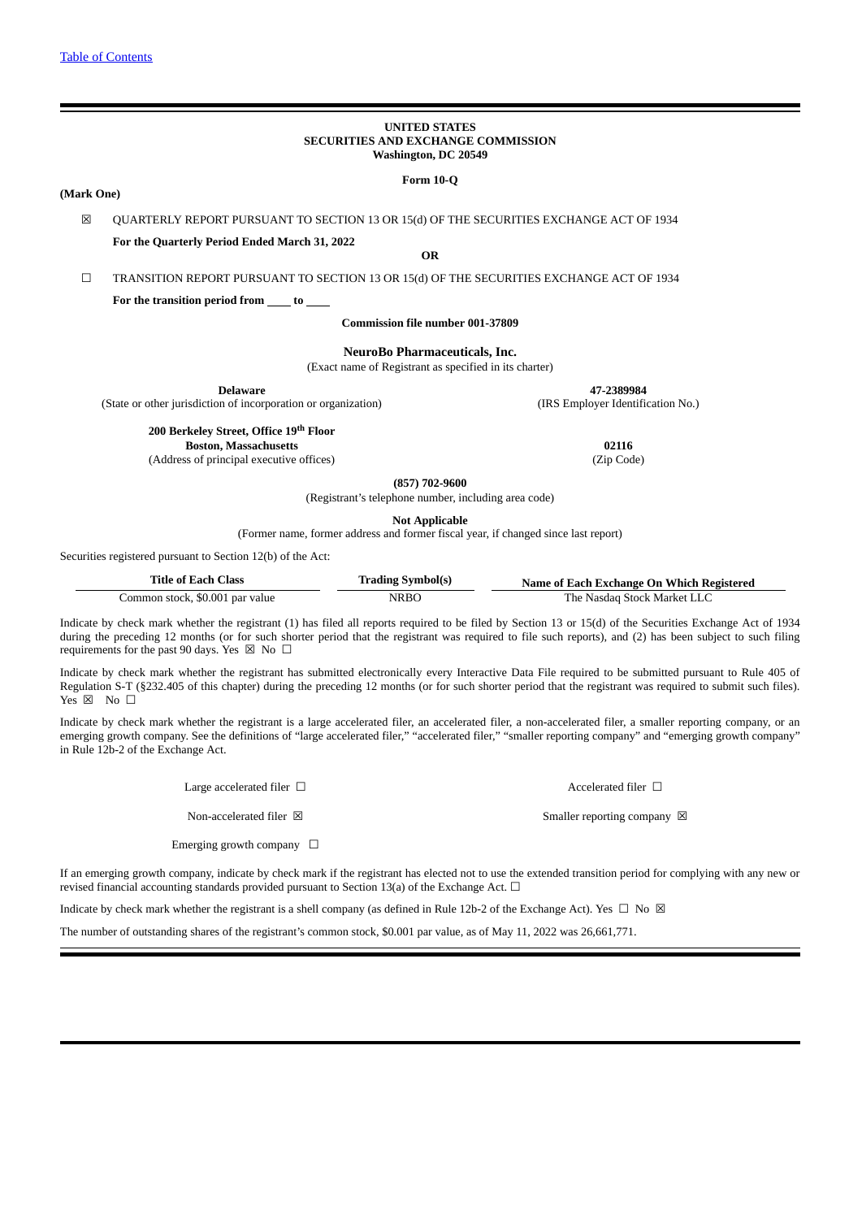[Table of Contents](#)

**UNITED STATES**
**SECURITIES AND EXCHANGE COMMISSION**
**Washington, DC 20549**

**Form 10-Q**

**(Mark One)**

☒ QUARTERLY REPORT PURSUANT TO SECTION 13 OR 15(d) OF THE SECURITIES EXCHANGE ACT OF 1934

**For the Quarterly Period Ended March 31, 2022**

**OR**

☐ TRANSITION REPORT PURSUANT TO SECTION 13 OR 15(d) OF THE SECURITIES EXCHANGE ACT OF 1934

**For the transition period from \_\_\_\_ to \_\_\_\_**

**Commission file number 001-37809**

**NeuroBo Pharmaceuticals, Inc.**
(Exact name of Registrant as specified in its charter)

| | |
|---|---|
| **Delaware** | **47-2389984** |
| (State or other jurisdiction of incorporation or organization) | (IRS Employer Identification No.) |
| **200 Berkeley Street, Office 19th Floor** | |
| **Boston, Massachusetts** | **02116** |
| (Address of principal executive offices) | (Zip Code) |

**(857) 702-9600**
(Registrant's telephone number, including area code)

**Not Applicable**
(Former name, former address and former fiscal year, if changed since last report)

Securities registered pursuant to Section 12(b) of the Act:

| Title of Each Class | Trading Symbol(s) | Name of Each Exchange On Which Registered |
|---|---|---|
| Common stock, $0.001 par value | NRBO | The Nasdaq Stock Market LLC |

Indicate by check mark whether the registrant (1) has filed all reports required to be filed by Section 13 or 15(d) of the Securities Exchange Act of 1934 during the preceding 12 months (or for such shorter period that the registrant was required to file such reports), and (2) has been subject to such filing requirements for the past 90 days. Yes ☒ No ☐

Indicate by check mark whether the registrant has submitted electronically every Interactive Data File required to be submitted pursuant to Rule 405 of Regulation S-T (§232.405 of this chapter) during the preceding 12 months (or for such shorter period that the registrant was required to submit such files). Yes ☒ No ☐

Indicate by check mark whether the registrant is a large accelerated filer, an accelerated filer, a non-accelerated filer, a smaller reporting company, or an emerging growth company. See the definitions of "large accelerated filer," "accelerated filer," "smaller reporting company" and "emerging growth company" in Rule 12b-2 of the Exchange Act.

| | |
|---|---|
| Large accelerated filer ☐ | Accelerated filer ☐ |
| Non-accelerated filer ☒ | Smaller reporting company ☒ |
| Emerging growth company ☐ | |

If an emerging growth company, indicate by check mark if the registrant has elected not to use the extended transition period for complying with any new or revised financial accounting standards provided pursuant to Section 13(a) of the Exchange Act. ☐

Indicate by check mark whether the registrant is a shell company (as defined in Rule 12b-2 of the Exchange Act). Yes ☐ No ☒

The number of outstanding shares of the registrant's common stock, $0.001 par value, as of May 11, 2022 was 26,661,771.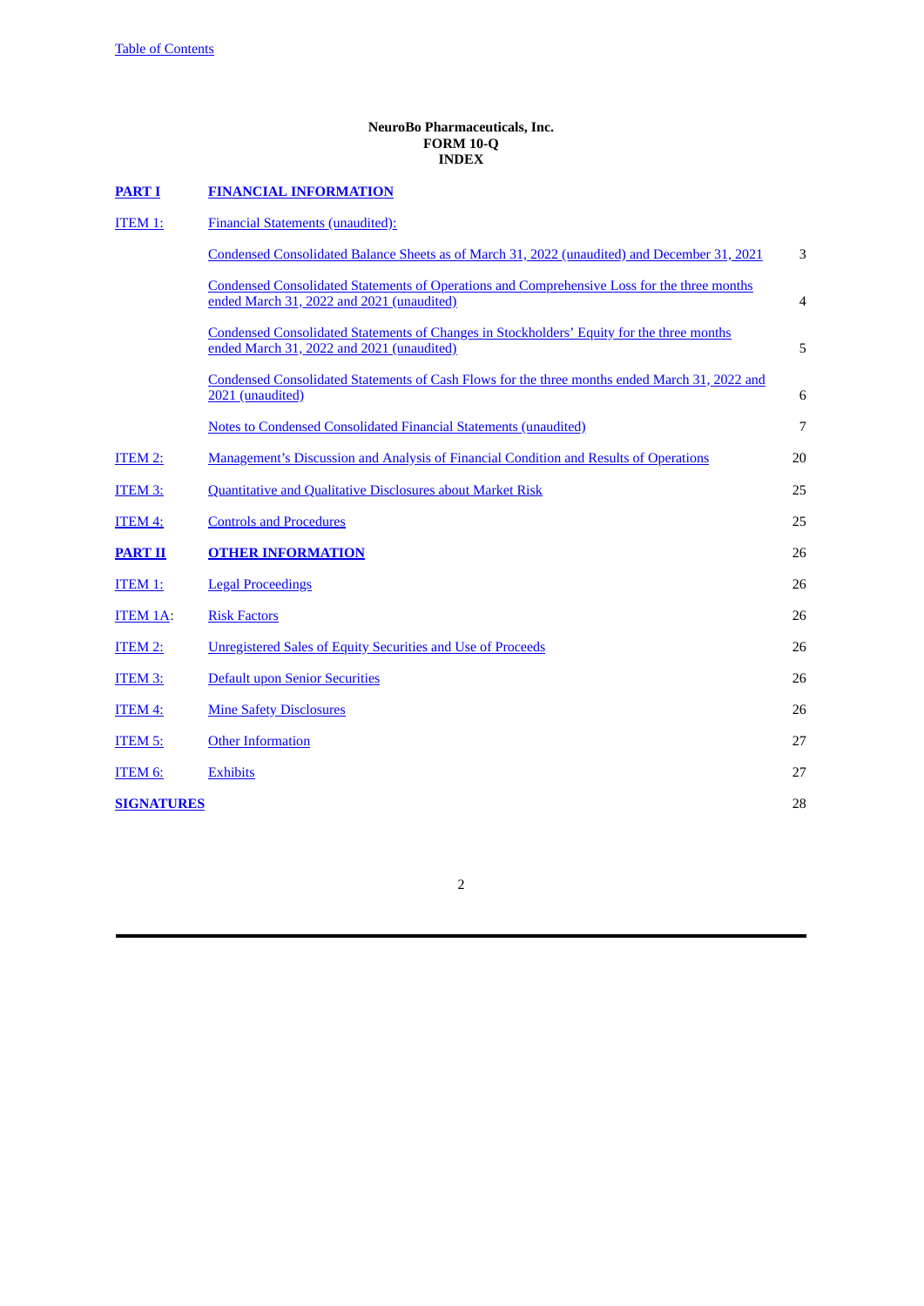**NeuroBo Pharmaceuticals, Inc.**
**FORM 10-Q**
**INDEX**

| | | |
|---|---|---|
| **PART I** | **FINANCIAL INFORMATION** | |
| ITEM 1: | Financial Statements (unaudited): | |
| | Condensed Consolidated Balance Sheets as of March 31, 2022 (unaudited) and December 31, 2021 | 3 |
| | Condensed Consolidated Statements of Operations and Comprehensive Loss for the three months ended March 31, 2022 and 2021 (unaudited) | 4 |
| | Condensed Consolidated Statements of Changes in Stockholders' Equity for the three months ended March 31, 2022 and 2021 (unaudited) | 5 |
| | Condensed Consolidated Statements of Cash Flows for the three months ended March 31, 2022 and 2021 (unaudited) | 6 |
| | Notes to Condensed Consolidated Financial Statements (unaudited) | 7 |
| ITEM 2: | Management's Discussion and Analysis of Financial Condition and Results of Operations | 20 |
| ITEM 3: | Quantitative and Qualitative Disclosures about Market Risk | 25 |
| ITEM 4: | Controls and Procedures | 25 |
| **PART II** | **OTHER INFORMATION** | 26 |
| ITEM 1: | Legal Proceedings | 26 |
| ITEM 1A: | Risk Factors | 26 |
| ITEM 2: | Unregistered Sales of Equity Securities and Use of Proceeds | 26 |
| ITEM 3: | Default upon Senior Securities | 26 |
| ITEM 4: | Mine Safety Disclosures | 26 |
| ITEM 5: | Other Information | 27 |
| ITEM 6: | Exhibits | 27 |
| **SIGNATURES** | | 28 |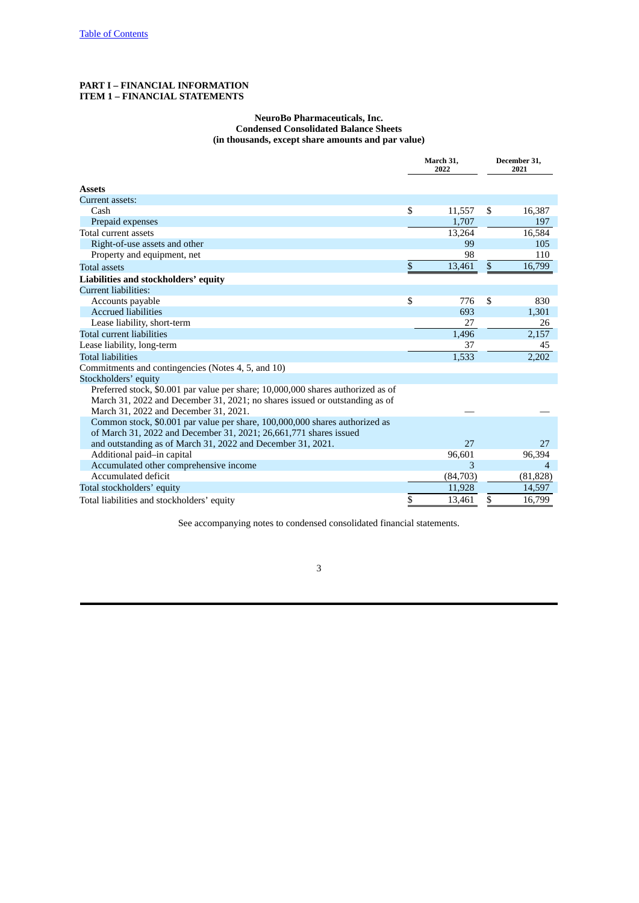[Table of Contents](#)

**PART I – FINANCIAL INFORMATION**
**ITEM 1 – FINANCIAL STATEMENTS**

**NeuroBo Pharmaceuticals, Inc.**
**Condensed Consolidated Balance Sheets**
**(in thousands, except share amounts and par value)**

| | March 31, 2022 | December 31, 2021 |
|---|---|---|
| **Assets** | | |
| Current assets: | | |
| Cash | $ 11,557 | $ 16,387 |
| Prepaid expenses | 1,707 | 197 |
| Total current assets | 13,264 | 16,584 |
| Right-of-use assets and other | 99 | 105 |
| Property and equipment, net | 98 | 110 |
| Total assets | $ 13,461 | $ 16,799 |
| **Liabilities and stockholders' equity** | | |
| Current liabilities: | | |
| Accounts payable | $ 776 | $ 830 |
| Accrued liabilities | 693 | 1,301 |
| Lease liability, short-term | 27 | 26 |
| Total current liabilities | 1,496 | 2,157 |
| Lease liability, long-term | 37 | 45 |
| Total liabilities | 1,533 | 2,202 |
| Commitments and contingencies (Notes 4, 5, and 10) | | |
| Stockholders' equity | | |
| Preferred stock, $0.001 par value per share; 10,000,000 shares authorized as of March 31, 2022 and December 31, 2021; no shares issued or outstanding as of March 31, 2022 and December 31, 2021. | — | — |
| Common stock, $0.001 par value per share, 100,000,000 shares authorized as of March 31, 2022 and December 31, 2021; 26,661,771 shares issued and outstanding as of March 31, 2022 and December 31, 2021. | 27 | 27 |
| Additional paid–in capital | 96,601 | 96,394 |
| Accumulated other comprehensive income | 3 | 4 |
| Accumulated deficit | (84,703) | (81,828) |
| Total stockholders' equity | 11,928 | 14,597 |
| Total liabilities and stockholders' equity | $ 13,461 | $ 16,799 |

See accompanying notes to condensed consolidated financial statements.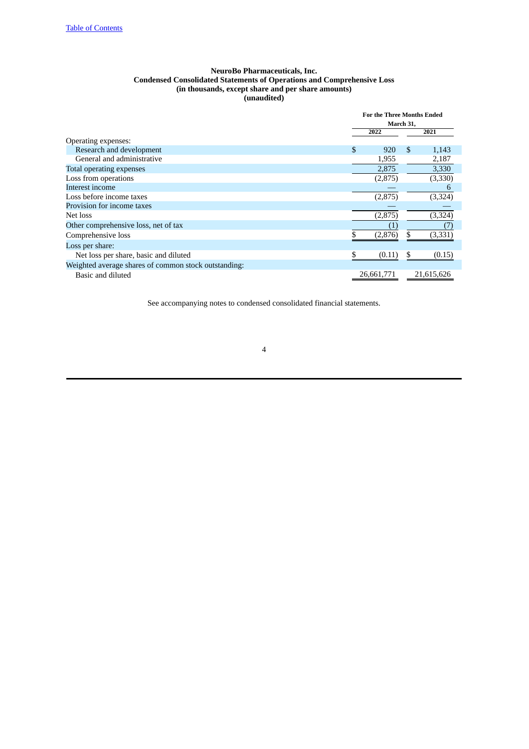**NeuroBo Pharmaceuticals, Inc.**
**Condensed Consolidated Statements of Operations and Comprehensive Loss**
**(in thousands, except share and per share amounts)**
**(unaudited)**

| | For the Three Months Ended March 31, | |
|---|---|---|
| | 2022 | 2021 |
| Operating expenses: | | |
| Research and development | $ 920 | $ 1,143 |
| General and administrative | 1,955 | 2,187 |
| Total operating expenses | 2,875 | 3,330 |
| Loss from operations | (2,875) | (3,330) |
| Interest income | — | 6 |
| Loss before income taxes | (2,875) | (3,324) |
| Provision for income taxes | — | — |
| Net loss | (2,875) | (3,324) |
| Other comprehensive loss, net of tax | (1) | (7) |
| Comprehensive loss | $ (2,876) | $ (3,331) |
| Loss per share: | | |
| Net loss per share, basic and diluted | $ (0.11) | $ (0.15) |
| Weighted average shares of common stock outstanding: | | |
| Basic and diluted | 26,661,771 | 21,615,626 |

See accompanying notes to condensed consolidated financial statements.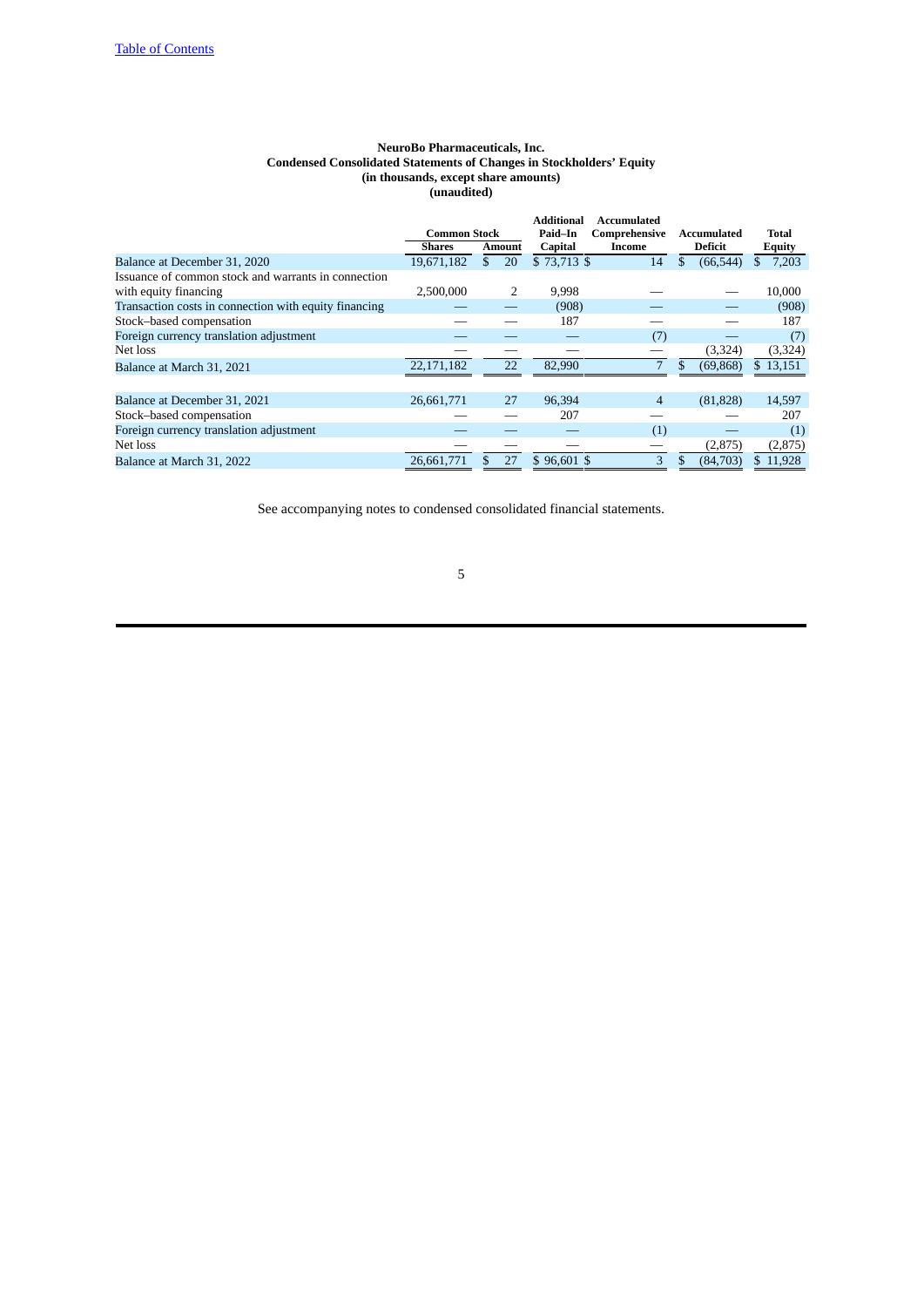**NeuroBo Pharmaceuticals, Inc.**
**Condensed Consolidated Statements of Changes in Stockholders' Equity**
**(in thousands, except share amounts)**
**(unaudited)**

| | Common Stock | | Additional Paid–In | Accumulated Comprehensive | Accumulated | Total |
|---|---|---|---|---|---|---|
| | Shares | Amount | Capital | Income | Deficit | Equity |
| Balance at December 31, 2020 | 19,671,182 | $ 20 | $ 73,713 | $ 14 | $ (66,544) | $ 7,203 |
| Issuance of common stock and warrants in connection with equity financing | 2,500,000 | 2 | 9,998 | — | — | 10,000 |
| Transaction costs in connection with equity financing | — | — | (908) | — | — | (908) |
| Stock–based compensation | — | — | 187 | — | — | 187 |
| Foreign currency translation adjustment | — | — | — | (7) | — | (7) |
| Net loss | — | — | — | — | (3,324) | (3,324) |
| Balance at March 31, 2021 | 22,171,182 | 22 | 82,990 | 7 | $ (69,868) | $ 13,151 |
| | | | | | | |
| Balance at December 31, 2021 | 26,661,771 | 27 | 96,394 | 4 | (81,828) | 14,597 |
| Stock–based compensation | — | — | 207 | — | — | 207 |
| Foreign currency translation adjustment | — | — | — | (1) | — | (1) |
| Net loss | — | — | — | — | (2,875) | (2,875) |
| Balance at March 31, 2022 | 26,661,771 | $ 27 | $ 96,601 | $ 3 | $ (84,703) | $ 11,928 |

See accompanying notes to condensed consolidated financial statements.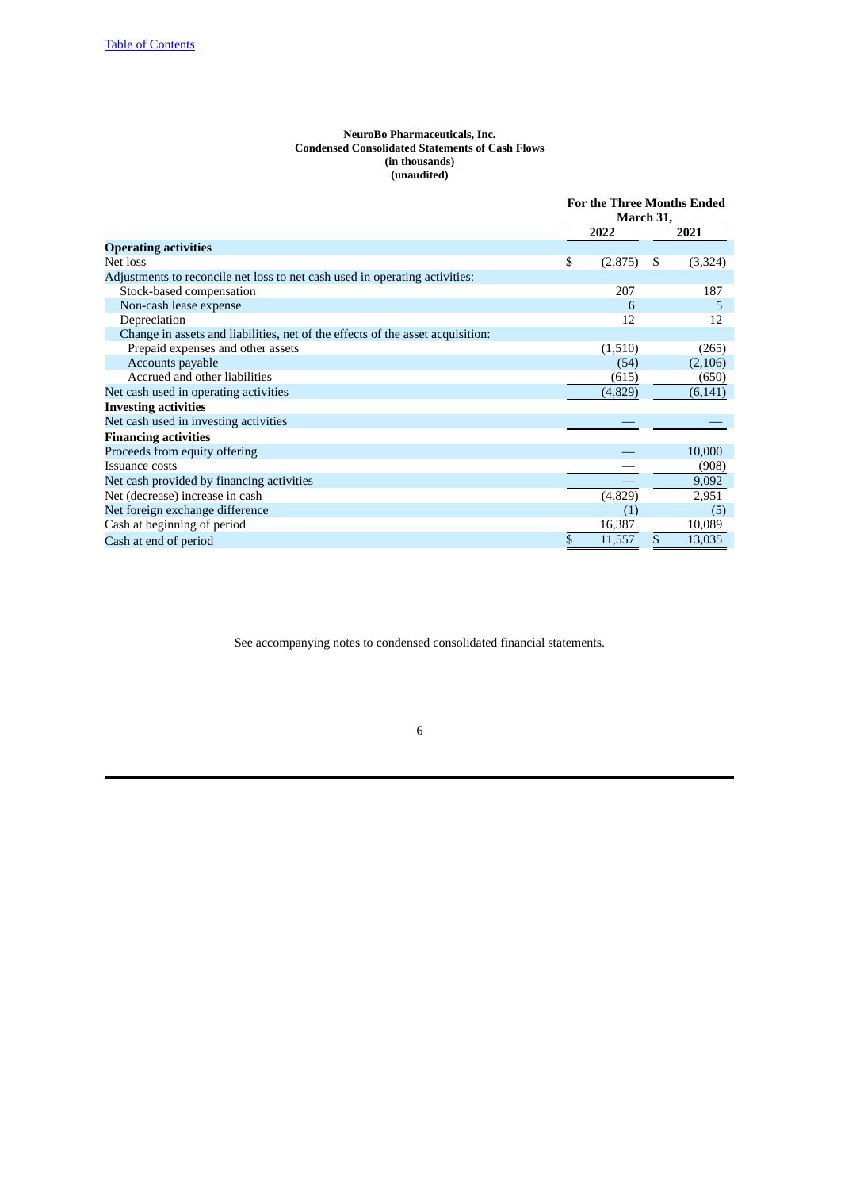**NeuroBo Pharmaceuticals, Inc.**
**Condensed Consolidated Statements of Cash Flows**
**(in thousands)**
**(unaudited)**

| | For the Three Months Ended March 31, | |
|---|---|---|
| | 2022 | 2021 |
| **Operating activities** | | |
| Net loss | $ (2,875) | $ (3,324) |
| Adjustments to reconcile net loss to net cash used in operating activities: | | |
| Stock-based compensation | 207 | 187 |
| Non-cash lease expense | 6 | 5 |
| Depreciation | 12 | 12 |
| Change in assets and liabilities, net of the effects of the asset acquisition: | | |
| Prepaid expenses and other assets | (1,510) | (265) |
| Accounts payable | (54) | (2,106) |
| Accrued and other liabilities | (615) | (650) |
| Net cash used in operating activities | (4,829) | (6,141) |
| **Investing activities** | | |
| Net cash used in investing activities | — | — |
| **Financing activities** | | |
| Proceeds from equity offering | — | 10,000 |
| Issuance costs | — | (908) |
| Net cash provided by financing activities | — | 9,092 |
| Net (decrease) increase in cash | (4,829) | 2,951 |
| Net foreign exchange difference | (1) | (5) |
| Cash at beginning of period | 16,387 | 10,089 |
| Cash at end of period | $ 11,557 | $ 13,035 |

See accompanying notes to condensed consolidated financial statements.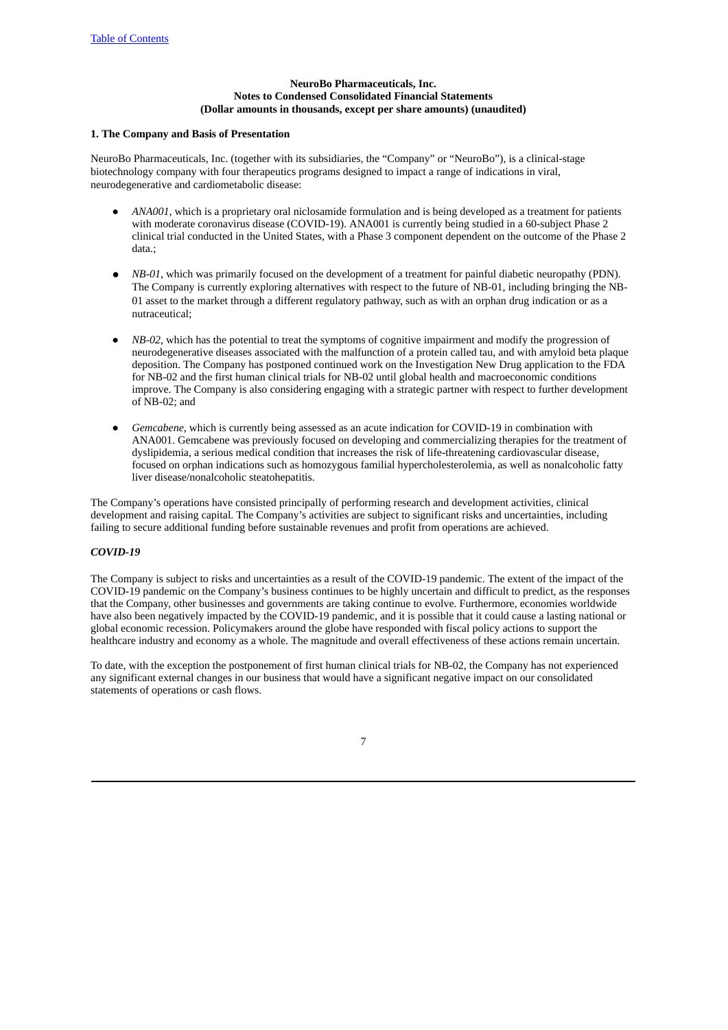**NeuroBo Pharmaceuticals, Inc.**
**Notes to Condensed Consolidated Financial Statements**
**(Dollar amounts in thousands, except per share amounts) (unaudited)**

**1. The Company and Basis of Presentation**

NeuroBo Pharmaceuticals, Inc. (together with its subsidiaries, the "Company" or "NeuroBo"), is a clinical-stage biotechnology company with four therapeutics programs designed to impact a range of indications in viral, neurodegenerative and cardiometabolic disease:

- *ANA001*, which is a proprietary oral niclosamide formulation and is being developed as a treatment for patients with moderate coronavirus disease (COVID-19). ANA001 is currently being studied in a 60-subject Phase 2 clinical trial conducted in the United States, with a Phase 3 component dependent on the outcome of the Phase 2 data.;
- *NB-01*, which was primarily focused on the development of a treatment for painful diabetic neuropathy (PDN). The Company is currently exploring alternatives with respect to the future of NB-01, including bringing the NB-01 asset to the market through a different regulatory pathway, such as with an orphan drug indication or as a nutraceutical;
- *NB-02*, which has the potential to treat the symptoms of cognitive impairment and modify the progression of neurodegenerative diseases associated with the malfunction of a protein called tau, and with amyloid beta plaque deposition. The Company has postponed continued work on the Investigation New Drug application to the FDA for NB-02 and the first human clinical trials for NB-02 until global health and macroeconomic conditions improve. The Company is also considering engaging with a strategic partner with respect to further development of NB-02; and
- *Gemcabene*, which is currently being assessed as an acute indication for COVID-19 in combination with ANA001. Gemcabene was previously focused on developing and commercializing therapies for the treatment of dyslipidemia, a serious medical condition that increases the risk of life-threatening cardiovascular disease, focused on orphan indications such as homozygous familial hypercholesterolemia, as well as nonalcoholic fatty liver disease/nonalcoholic steatohepatitis.

The Company's operations have consisted principally of performing research and development activities, clinical development and raising capital. The Company's activities are subject to significant risks and uncertainties, including failing to secure additional funding before sustainable revenues and profit from operations are achieved.

***COVID-19***

The Company is subject to risks and uncertainties as a result of the COVID-19 pandemic. The extent of the impact of the COVID-19 pandemic on the Company's business continues to be highly uncertain and difficult to predict, as the responses that the Company, other businesses and governments are taking continue to evolve. Furthermore, economies worldwide have also been negatively impacted by the COVID-19 pandemic, and it is possible that it could cause a lasting national or global economic recession. Policymakers around the globe have responded with fiscal policy actions to support the healthcare industry and economy as a whole. The magnitude and overall effectiveness of these actions remain uncertain.

To date, with the exception the postponement of first human clinical trials for NB-02, the Company has not experienced any significant external changes in our business that would have a significant negative impact on our consolidated statements of operations or cash flows.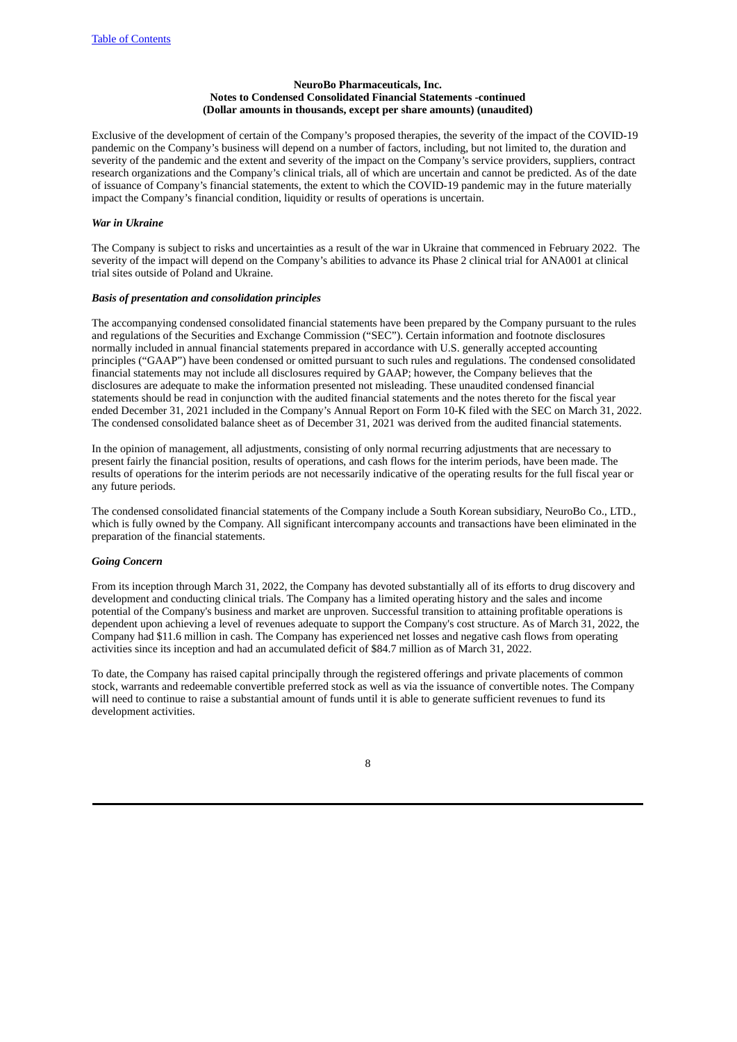**NeuroBo Pharmaceuticals, Inc.**
**Notes to Condensed Consolidated Financial Statements -continued**
**(Dollar amounts in thousands, except per share amounts) (unaudited)**

Exclusive of the development of certain of the Company's proposed therapies, the severity of the impact of the COVID-19 pandemic on the Company's business will depend on a number of factors, including, but not limited to, the duration and severity of the pandemic and the extent and severity of the impact on the Company's service providers, suppliers, contract research organizations and the Company's clinical trials, all of which are uncertain and cannot be predicted. As of the date of issuance of Company's financial statements, the extent to which the COVID-19 pandemic may in the future materially impact the Company's financial condition, liquidity or results of operations is uncertain.

***War in Ukraine***

The Company is subject to risks and uncertainties as a result of the war in Ukraine that commenced in February 2022. The severity of the impact will depend on the Company's abilities to advance its Phase 2 clinical trial for ANA001 at clinical trial sites outside of Poland and Ukraine.

***Basis of presentation and consolidation principles***

The accompanying condensed consolidated financial statements have been prepared by the Company pursuant to the rules and regulations of the Securities and Exchange Commission ("SEC"). Certain information and footnote disclosures normally included in annual financial statements prepared in accordance with U.S. generally accepted accounting principles ("GAAP") have been condensed or omitted pursuant to such rules and regulations. The condensed consolidated financial statements may not include all disclosures required by GAAP; however, the Company believes that the disclosures are adequate to make the information presented not misleading. These unaudited condensed financial statements should be read in conjunction with the audited financial statements and the notes thereto for the fiscal year ended December 31, 2021 included in the Company's Annual Report on Form 10-K filed with the SEC on March 31, 2022. The condensed consolidated balance sheet as of December 31, 2021 was derived from the audited financial statements.

In the opinion of management, all adjustments, consisting of only normal recurring adjustments that are necessary to present fairly the financial position, results of operations, and cash flows for the interim periods, have been made. The results of operations for the interim periods are not necessarily indicative of the operating results for the full fiscal year or any future periods.

The condensed consolidated financial statements of the Company include a South Korean subsidiary, NeuroBo Co., LTD., which is fully owned by the Company. All significant intercompany accounts and transactions have been eliminated in the preparation of the financial statements.

***Going Concern***

From its inception through March 31, 2022, the Company has devoted substantially all of its efforts to drug discovery and development and conducting clinical trials. The Company has a limited operating history and the sales and income potential of the Company's business and market are unproven. Successful transition to attaining profitable operations is dependent upon achieving a level of revenues adequate to support the Company's cost structure. As of March 31, 2022, the Company had $11.6 million in cash. The Company has experienced net losses and negative cash flows from operating activities since its inception and had an accumulated deficit of $84.7 million as of March 31, 2022.

To date, the Company has raised capital principally through the registered offerings and private placements of common stock, warrants and redeemable convertible preferred stock as well as via the issuance of convertible notes. The Company will need to continue to raise a substantial amount of funds until it is able to generate sufficient revenues to fund its development activities.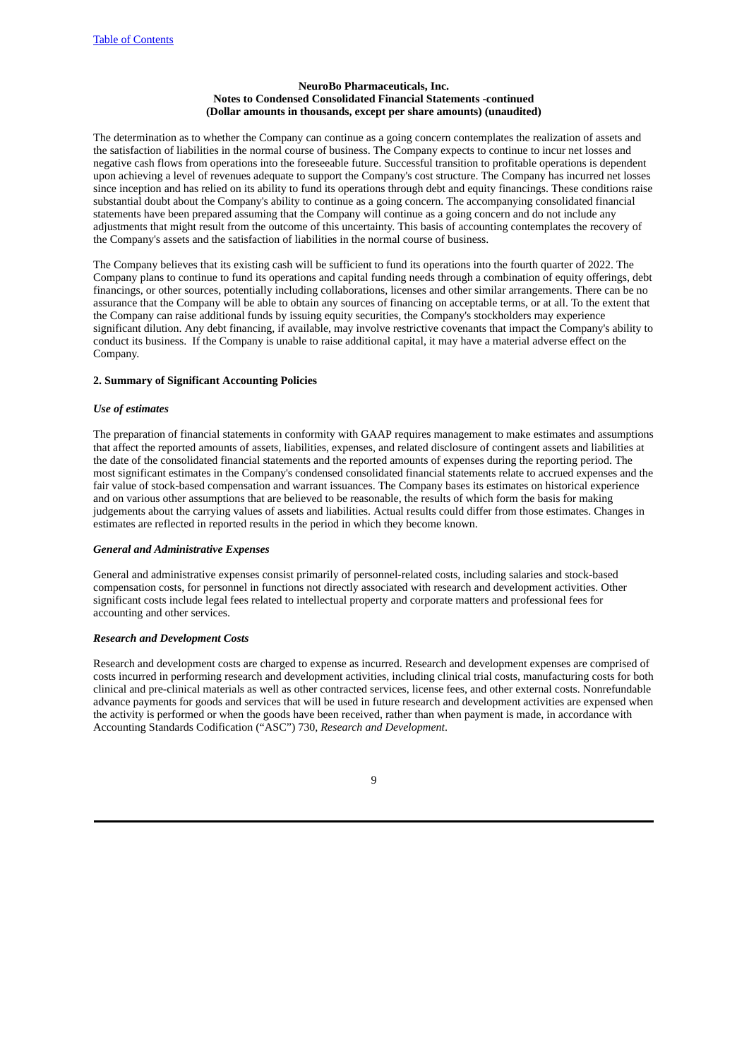The determination as to whether the Company can continue as a going concern contemplates the realization of assets and the satisfaction of liabilities in the normal course of business. The Company expects to continue to incur net losses and negative cash flows from operations into the foreseeable future. Successful transition to profitable operations is dependent upon achieving a level of revenues adequate to support the Company's cost structure. The Company has incurred net losses since inception and has relied on its ability to fund its operations through debt and equity financings. These conditions raise substantial doubt about the Company's ability to continue as a going concern. The accompanying consolidated financial statements have been prepared assuming that the Company will continue as a going concern and do not include any adjustments that might result from the outcome of this uncertainty. This basis of accounting contemplates the recovery of the Company's assets and the satisfaction of liabilities in the normal course of business.

The Company believes that its existing cash will be sufficient to fund its operations into the fourth quarter of 2022. The Company plans to continue to fund its operations and capital funding needs through a combination of equity offerings, debt financings, or other sources, potentially including collaborations, licenses and other similar arrangements. There can be no assurance that the Company will be able to obtain any sources of financing on acceptable terms, or at all. To the extent that the Company can raise additional funds by issuing equity securities, the Company's stockholders may experience significant dilution. Any debt financing, if available, may involve restrictive covenants that impact the Company's ability to conduct its business. If the Company is unable to raise additional capital, it may have a material adverse effect on the Company.

## 2. Summary of Significant Accounting Policies

### *Use of estimates*

The preparation of financial statements in conformity with GAAP requires management to make estimates and assumptions that affect the reported amounts of assets, liabilities, expenses, and related disclosure of contingent assets and liabilities at the date of the consolidated financial statements and the reported amounts of expenses during the reporting period. The most significant estimates in the Company's condensed consolidated financial statements relate to accrued expenses and the fair value of stock-based compensation and warrant issuances. The Company bases its estimates on historical experience and on various other assumptions that are believed to be reasonable, the results of which form the basis for making judgements about the carrying values of assets and liabilities. Actual results could differ from those estimates. Changes in estimates are reflected in reported results in the period in which they become known.

### *General and Administrative Expenses*

General and administrative expenses consist primarily of personnel-related costs, including salaries and stock-based compensation costs, for personnel in functions not directly associated with research and development activities. Other significant costs include legal fees related to intellectual property and corporate matters and professional fees for accounting and other services.

### *Research and Development Costs*

Research and development costs are charged to expense as incurred. Research and development expenses are comprised of costs incurred in performing research and development activities, including clinical trial costs, manufacturing costs for both clinical and pre-clinical materials as well as other contracted services, license fees, and other external costs. Nonrefundable advance payments for goods and services that will be used in future research and development activities are expensed when the activity is performed or when the goods have been received, rather than when payment is made, in accordance with Accounting Standards Codification ("ASC") 730, *Research and Development*.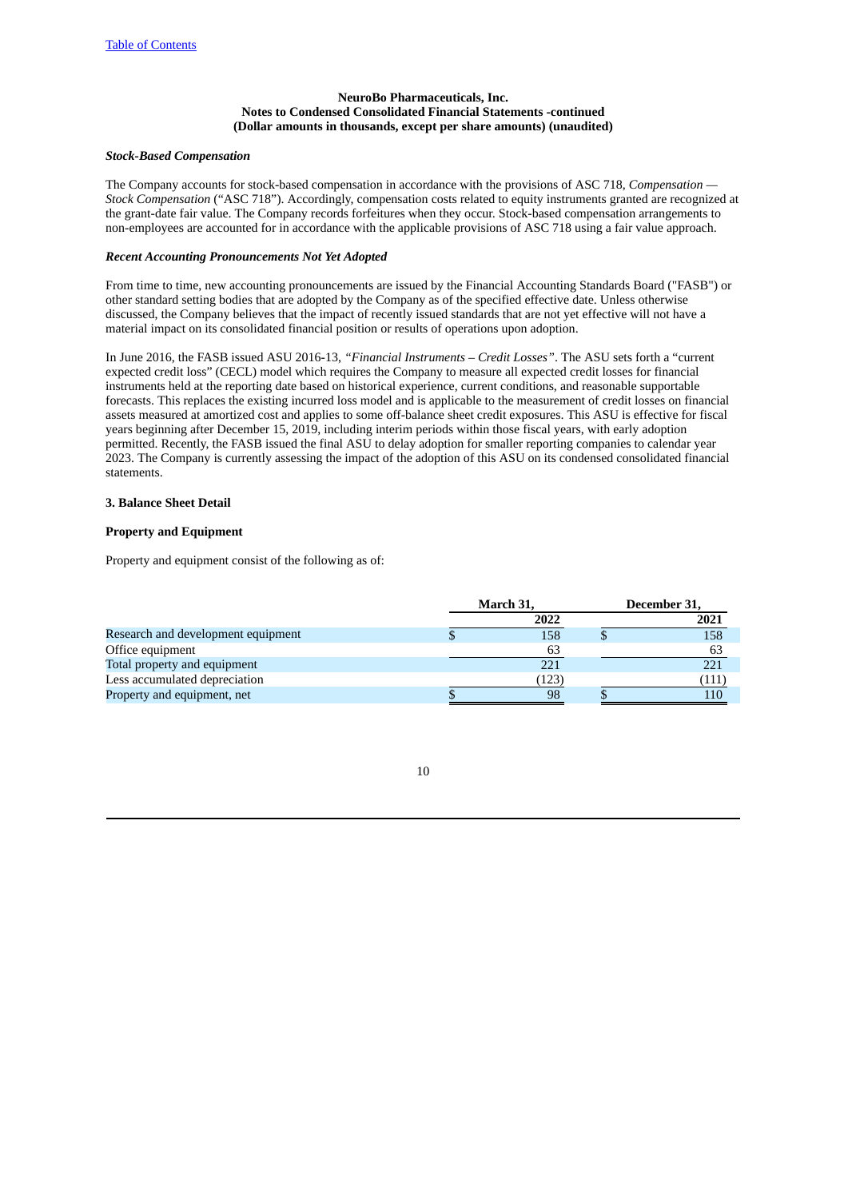**NeuroBo Pharmaceuticals, Inc.**
**Notes to Condensed Consolidated Financial Statements -continued**
**(Dollar amounts in thousands, except per share amounts) (unaudited)**

***Stock-Based Compensation***

The Company accounts for stock-based compensation in accordance with the provisions of ASC 718, *Compensation — Stock Compensation* ("ASC 718"). Accordingly, compensation costs related to equity instruments granted are recognized at the grant-date fair value. The Company records forfeitures when they occur. Stock-based compensation arrangements to non-employees are accounted for in accordance with the applicable provisions of ASC 718 using a fair value approach.

***Recent Accounting Pronouncements Not Yet Adopted***

From time to time, new accounting pronouncements are issued by the Financial Accounting Standards Board ("FASB") or other standard setting bodies that are adopted by the Company as of the specified effective date. Unless otherwise discussed, the Company believes that the impact of recently issued standards that are not yet effective will not have a material impact on its consolidated financial position or results of operations upon adoption.

In June 2016, the FASB issued ASU 2016-13, *"Financial Instruments – Credit Losses"*. The ASU sets forth a "current expected credit loss" (CECL) model which requires the Company to measure all expected credit losses for financial instruments held at the reporting date based on historical experience, current conditions, and reasonable supportable forecasts. This replaces the existing incurred loss model and is applicable to the measurement of credit losses on financial assets measured at amortized cost and applies to some off-balance sheet credit exposures. This ASU is effective for fiscal years beginning after December 15, 2019, including interim periods within those fiscal years, with early adoption permitted. Recently, the FASB issued the final ASU to delay adoption for smaller reporting companies to calendar year 2023. The Company is currently assessing the impact of the adoption of this ASU on its condensed consolidated financial statements.

**3. Balance Sheet Detail**

**Property and Equipment**

Property and equipment consist of the following as of:

| | March 31, 2022 | December 31, 2021 |
|---|---|---|
| Research and development equipment | $ 158 | $ 158 |
| Office equipment | 63 | 63 |
| Total property and equipment | 221 | 221 |
| Less accumulated depreciation | (123) | (111) |
| Property and equipment, net | $ 98 | $ 110 |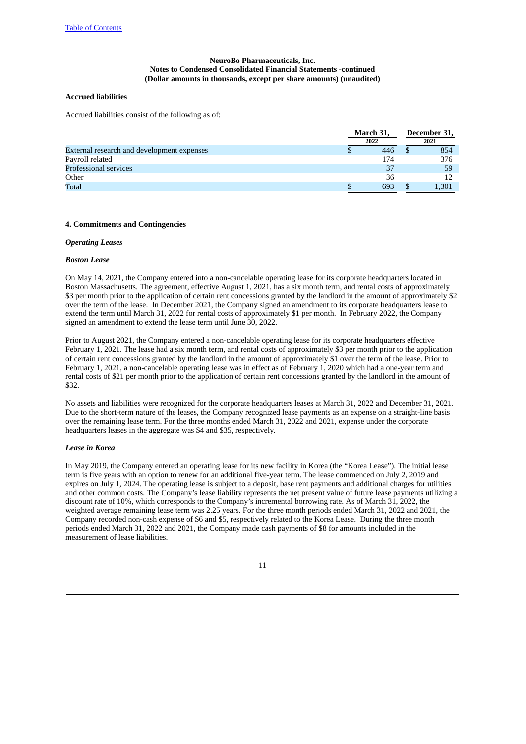**NeuroBo Pharmaceuticals, Inc.**
**Notes to Condensed Consolidated Financial Statements -continued**
**(Dollar amounts in thousands, except per share amounts) (unaudited)**

**Accrued liabilities**

Accrued liabilities consist of the following as of:

| | March 31, 2022 | December 31, 2021 |
|---|---|---|
| External research and development expenses | $ 446 | $ 854 |
| Payroll related | 174 | 376 |
| Professional services | 37 | 59 |
| Other | 36 | 12 |
| Total | $ 693 | $ 1,301 |

**4. Commitments and Contingencies**

***Operating Leases***

***Boston Lease***

On May 14, 2021, the Company entered into a non-cancelable operating lease for its corporate headquarters located in Boston Massachusetts. The agreement, effective August 1, 2021, has a six month term, and rental costs of approximately $3 per month prior to the application of certain rent concessions granted by the landlord in the amount of approximately $2 over the term of the lease. In December 2021, the Company signed an amendment to its corporate headquarters lease to extend the term until March 31, 2022 for rental costs of approximately $1 per month. In February 2022, the Company signed an amendment to extend the lease term until June 30, 2022.

Prior to August 2021, the Company entered a non-cancelable operating lease for its corporate headquarters effective February 1, 2021. The lease had a six month term, and rental costs of approximately $3 per month prior to the application of certain rent concessions granted by the landlord in the amount of approximately $1 over the term of the lease. Prior to February 1, 2021, a non-cancelable operating lease was in effect as of February 1, 2020 which had a one-year term and rental costs of $21 per month prior to the application of certain rent concessions granted by the landlord in the amount of $32.

No assets and liabilities were recognized for the corporate headquarters leases at March 31, 2022 and December 31, 2021. Due to the short-term nature of the leases, the Company recognized lease payments as an expense on a straight-line basis over the remaining lease term. For the three months ended March 31, 2022 and 2021, expense under the corporate headquarters leases in the aggregate was $4 and $35, respectively.

***Lease in Korea***

In May 2019, the Company entered an operating lease for its new facility in Korea (the "Korea Lease"). The initial lease term is five years with an option to renew for an additional five-year term. The lease commenced on July 2, 2019 and expires on July 1, 2024. The operating lease is subject to a deposit, base rent payments and additional charges for utilities and other common costs. The Company's lease liability represents the net present value of future lease payments utilizing a discount rate of 10%, which corresponds to the Company's incremental borrowing rate. As of March 31, 2022, the weighted average remaining lease term was 2.25 years. For the three month periods ended March 31, 2022 and 2021, the Company recorded non-cash expense of $6 and $5, respectively related to the Korea Lease. During the three month periods ended March 31, 2022 and 2021, the Company made cash payments of $8 for amounts included in the measurement of lease liabilities.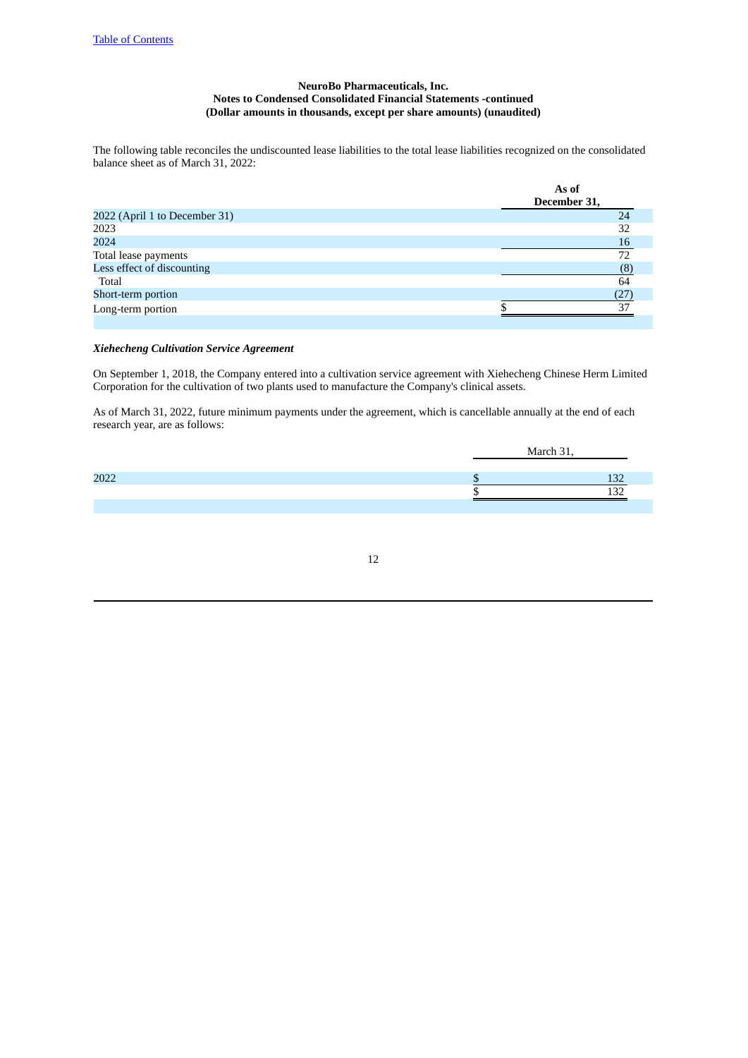**NeuroBo Pharmaceuticals, Inc.**
**Notes to Condensed Consolidated Financial Statements -continued**
**(Dollar amounts in thousands, except per share amounts) (unaudited)**

The following table reconciles the undiscounted lease liabilities to the total lease liabilities recognized on the consolidated balance sheet as of March 31, 2022:

| | As of December 31, |
|---|---|
| 2022 (April 1 to December 31) | 24 |
| 2023 | 32 |
| 2024 | 16 |
| Total lease payments | 72 |
| Less effect of discounting | (8) |
| Total | 64 |
| Short-term portion | (27) |
| Long-term portion | $ 37 |

***Xiehecheng Cultivation Service Agreement***

On September 1, 2018, the Company entered into a cultivation service agreement with Xiehecheng Chinese Herm Limited Corporation for the cultivation of two plants used to manufacture the Company's clinical assets.

As of March 31, 2022, future minimum payments under the agreement, which is cancellable annually at the end of each research year, are as follows:

| | March 31, |
|---|---|
| 2022 | $ 132 |
| | $ 132 |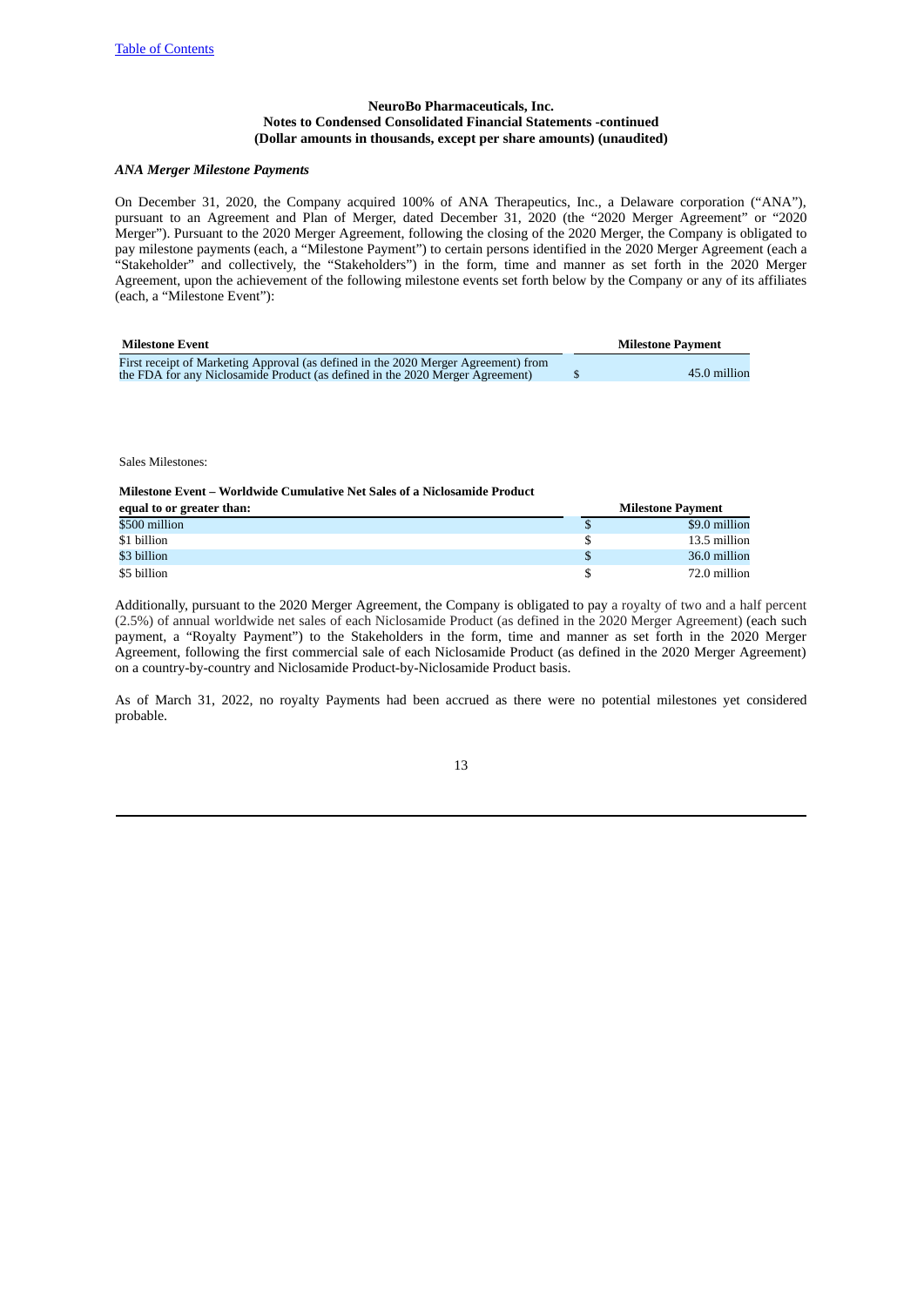# NeuroBo Pharmaceuticals, Inc.
## Notes to Condensed Consolidated Financial Statements -continued
### (Dollar amounts in thousands, except per share amounts) (unaudited)

***ANA Merger Milestone Payments***

On December 31, 2020, the Company acquired 100% of ANA Therapeutics, Inc., a Delaware corporation ("ANA"), pursuant to an Agreement and Plan of Merger, dated December 31, 2020 (the "2020 Merger Agreement" or "2020 Merger"). Pursuant to the 2020 Merger Agreement, following the closing of the 2020 Merger, the Company is obligated to pay milestone payments (each, a "Milestone Payment") to certain persons identified in the 2020 Merger Agreement (each a "Stakeholder" and collectively, the "Stakeholders") in the form, time and manner as set forth in the 2020 Merger Agreement, upon the achievement of the following milestone events set forth below by the Company or any of its affiliates (each, a "Milestone Event"):

| Milestone Event | | Milestone Payment |
|---|---|---|
| First receipt of Marketing Approval (as defined in the 2020 Merger Agreement) from the FDA for any Niclosamide Product (as defined in the 2020 Merger Agreement) | $ | 45.0 million |

Sales Milestones:

| Milestone Event – Worldwide Cumulative Net Sales of a Niclosamide Product equal to or greater than: | | Milestone Payment |
|---|---|---|
| $500 million | $ | $9.0 million |
| $1 billion | $ | 13.5 million |
| $3 billion | $ | 36.0 million |
| $5 billion | $ | 72.0 million |

Additionally, pursuant to the 2020 Merger Agreement, the Company is obligated to pay a royalty of two and a half percent (2.5%) of annual worldwide net sales of each Niclosamide Product (as defined in the 2020 Merger Agreement) (each such payment, a "Royalty Payment") to the Stakeholders in the form, time and manner as set forth in the 2020 Merger Agreement, following the first commercial sale of each Niclosamide Product (as defined in the 2020 Merger Agreement) on a country-by-country and Niclosamide Product-by-Niclosamide Product basis.

As of March 31, 2022, no royalty Payments had been accrued as there were no potential milestones yet considered probable.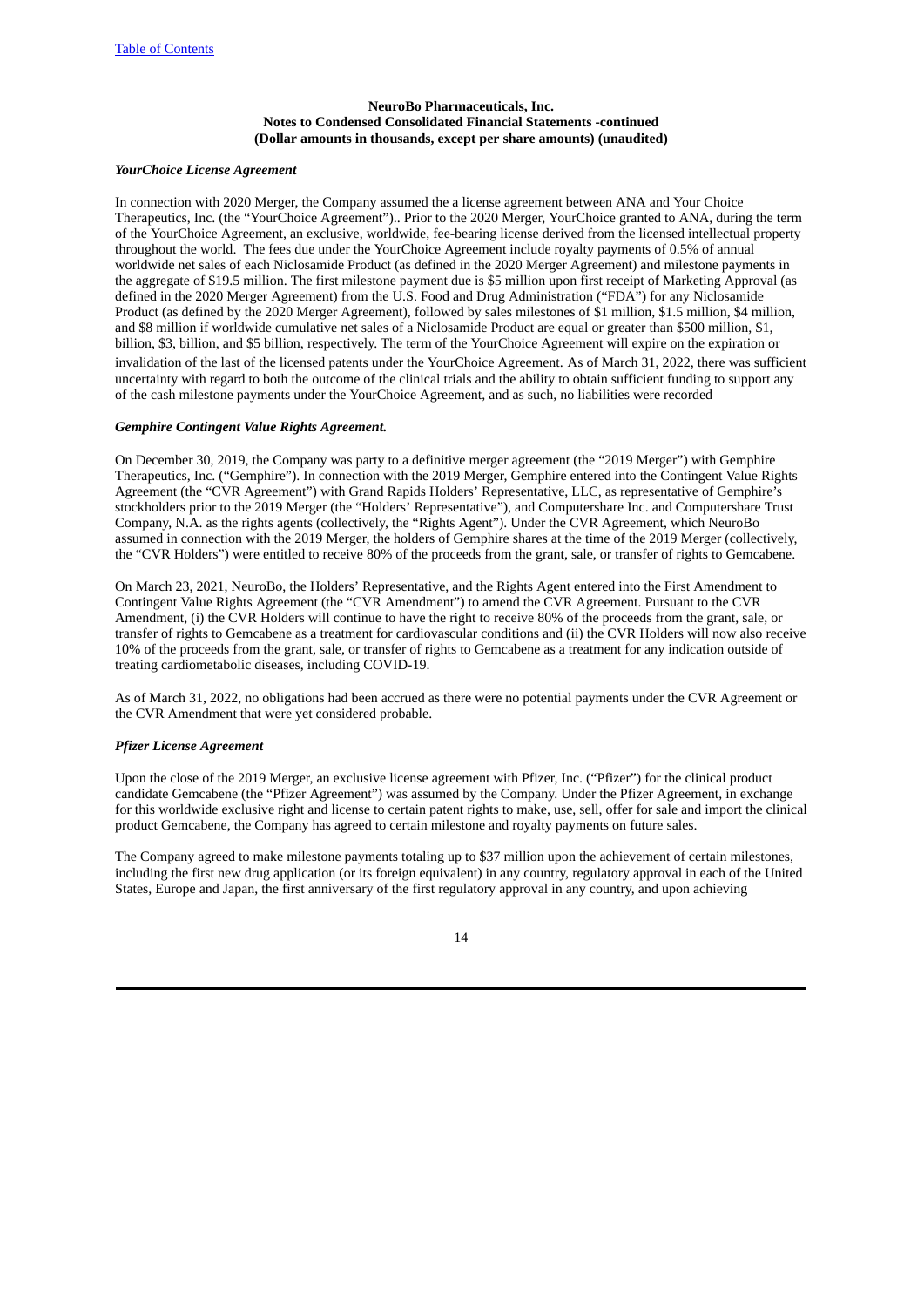### NeuroBo Pharmaceuticals, Inc.
### Notes to Condensed Consolidated Financial Statements -continued
### (Dollar amounts in thousands, except per share amounts) (unaudited)

***YourChoice License Agreement***

In connection with 2020 Merger, the Company assumed the a license agreement between ANA and Your Choice Therapeutics, Inc. (the "YourChoice Agreement").. Prior to the 2020 Merger, YourChoice granted to ANA, during the term of the YourChoice Agreement, an exclusive, worldwide, fee-bearing license derived from the licensed intellectual property throughout the world. The fees due under the YourChoice Agreement include royalty payments of 0.5% of annual worldwide net sales of each Niclosamide Product (as defined in the 2020 Merger Agreement) and milestone payments in the aggregate of $19.5 million. The first milestone payment due is $5 million upon first receipt of Marketing Approval (as defined in the 2020 Merger Agreement) from the U.S. Food and Drug Administration ("FDA") for any Niclosamide Product (as defined by the 2020 Merger Agreement), followed by sales milestones of $1 million, $1.5 million, $4 million, and $8 million if worldwide cumulative net sales of a Niclosamide Product are equal or greater than $500 million, $1, billion, $3, billion, and $5 billion, respectively. The term of the YourChoice Agreement will expire on the expiration or invalidation of the last of the licensed patents under the YourChoice Agreement. As of March 31, 2022, there was sufficient uncertainty with regard to both the outcome of the clinical trials and the ability to obtain sufficient funding to support any of the cash milestone payments under the YourChoice Agreement, and as such, no liabilities were recorded

***Gemphire Contingent Value Rights Agreement.***

On December 30, 2019, the Company was party to a definitive merger agreement (the "2019 Merger") with Gemphire Therapeutics, Inc. ("Gemphire"). In connection with the 2019 Merger, Gemphire entered into the Contingent Value Rights Agreement (the "CVR Agreement") with Grand Rapids Holders' Representative, LLC, as representative of Gemphire's stockholders prior to the 2019 Merger (the "Holders' Representative"), and Computershare Inc. and Computershare Trust Company, N.A. as the rights agents (collectively, the "Rights Agent"). Under the CVR Agreement, which NeuroBo assumed in connection with the 2019 Merger, the holders of Gemphire shares at the time of the 2019 Merger (collectively, the "CVR Holders") were entitled to receive 80% of the proceeds from the grant, sale, or transfer of rights to Gemcabene.

On March 23, 2021, NeuroBo, the Holders' Representative, and the Rights Agent entered into the First Amendment to Contingent Value Rights Agreement (the "CVR Amendment") to amend the CVR Agreement. Pursuant to the CVR Amendment, (i) the CVR Holders will continue to have the right to receive 80% of the proceeds from the grant, sale, or transfer of rights to Gemcabene as a treatment for cardiovascular conditions and (ii) the CVR Holders will now also receive 10% of the proceeds from the grant, sale, or transfer of rights to Gemcabene as a treatment for any indication outside of treating cardiometabolic diseases, including COVID-19.

As of March 31, 2022, no obligations had been accrued as there were no potential payments under the CVR Agreement or the CVR Amendment that were yet considered probable.

***Pfizer License Agreement***

Upon the close of the 2019 Merger, an exclusive license agreement with Pfizer, Inc. ("Pfizer") for the clinical product candidate Gemcabene (the "Pfizer Agreement") was assumed by the Company. Under the Pfizer Agreement, in exchange for this worldwide exclusive right and license to certain patent rights to make, use, sell, offer for sale and import the clinical product Gemcabene, the Company has agreed to certain milestone and royalty payments on future sales.

The Company agreed to make milestone payments totaling up to $37 million upon the achievement of certain milestones, including the first new drug application (or its foreign equivalent) in any country, regulatory approval in each of the United States, Europe and Japan, the first anniversary of the first regulatory approval in any country, and upon achieving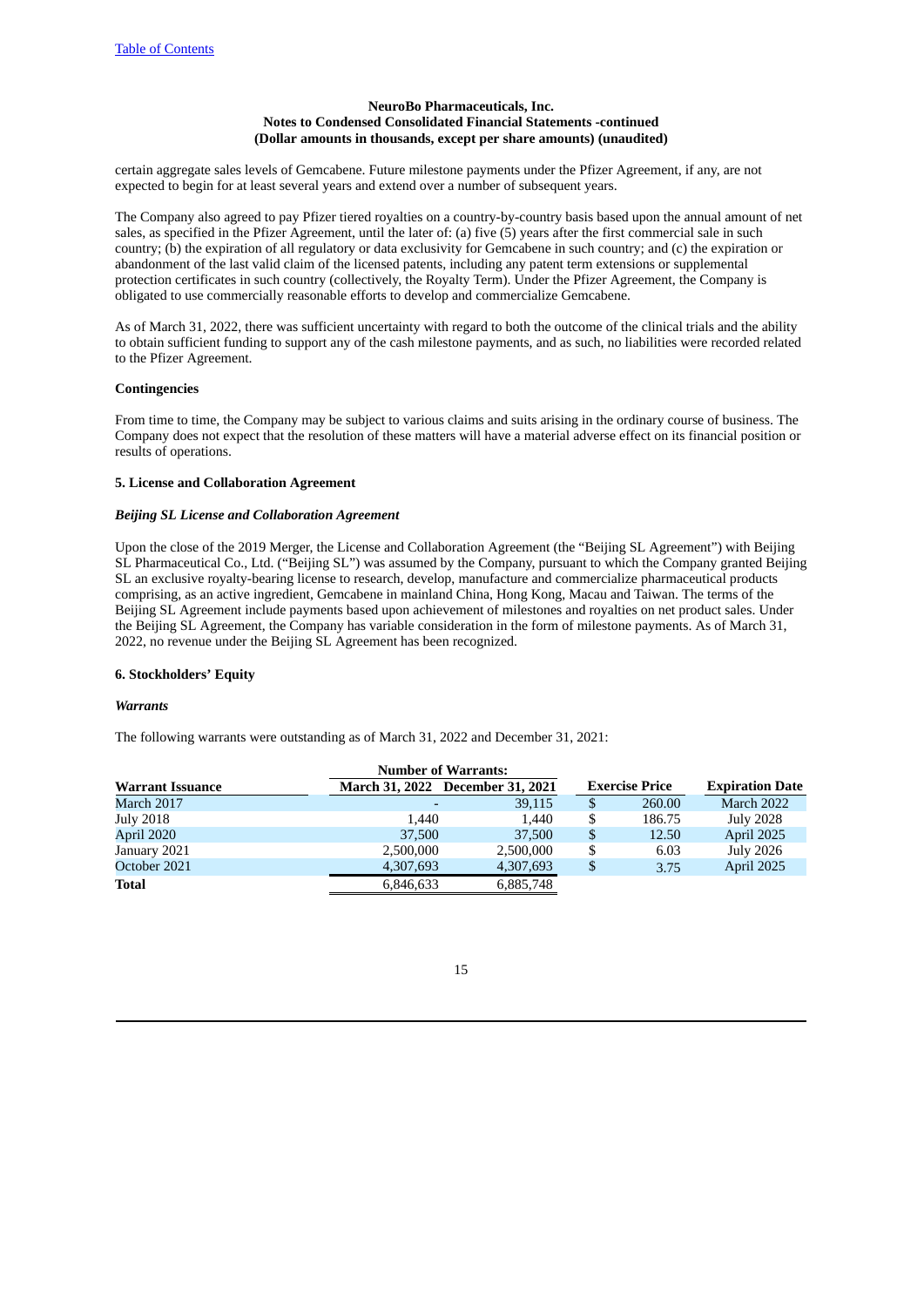certain aggregate sales levels of Gemcabene. Future milestone payments under the Pfizer Agreement, if any, are not expected to begin for at least several years and extend over a number of subsequent years.

The Company also agreed to pay Pfizer tiered royalties on a country-by-country basis based upon the annual amount of net sales, as specified in the Pfizer Agreement, until the later of: (a) five (5) years after the first commercial sale in such country; (b) the expiration of all regulatory or data exclusivity for Gemcabene in such country; and (c) the expiration or abandonment of the last valid claim of the licensed patents, including any patent term extensions or supplemental protection certificates in such country (collectively, the Royalty Term). Under the Pfizer Agreement, the Company is obligated to use commercially reasonable efforts to develop and commercialize Gemcabene.

As of March 31, 2022, there was sufficient uncertainty with regard to both the outcome of the clinical trials and the ability to obtain sufficient funding to support any of the cash milestone payments, and as such, no liabilities were recorded related to the Pfizer Agreement.

**Contingencies**

From time to time, the Company may be subject to various claims and suits arising in the ordinary course of business. The Company does not expect that the resolution of these matters will have a material adverse effect on its financial position or results of operations.

**5. License and Collaboration Agreement**

***Beijing SL License and Collaboration Agreement***

Upon the close of the 2019 Merger, the License and Collaboration Agreement (the "Beijing SL Agreement") with Beijing SL Pharmaceutical Co., Ltd. ("Beijing SL") was assumed by the Company, pursuant to which the Company granted Beijing SL an exclusive royalty-bearing license to research, develop, manufacture and commercialize pharmaceutical products comprising, as an active ingredient, Gemcabene in mainland China, Hong Kong, Macau and Taiwan. The terms of the Beijing SL Agreement include payments based upon achievement of milestones and royalties on net product sales. Under the Beijing SL Agreement, the Company has variable consideration in the form of milestone payments. As of March 31, 2022, no revenue under the Beijing SL Agreement has been recognized.

**6. Stockholders' Equity**

***Warrants***

The following warrants were outstanding as of March 31, 2022 and December 31, 2021:

| | Number of Warrants: | | | |
|---|---|---|---|---|
| **Warrant Issuance** | **March 31, 2022** | **December 31, 2021** | **Exercise Price** | **Expiration Date** |
| March 2017 | - | 39,115 | $ 260.00 | March 2022 |
| July 2018 | 1,440 | 1,440 | $ 186.75 | July 2028 |
| April 2020 | 37,500 | 37,500 | $ 12.50 | April 2025 |
| January 2021 | 2,500,000 | 2,500,000 | $ 6.03 | July 2026 |
| October 2021 | 4,307,693 | 4,307,693 | $ 3.75 | April 2025 |
| **Total** | 6,846,633 | 6,885,748 | | |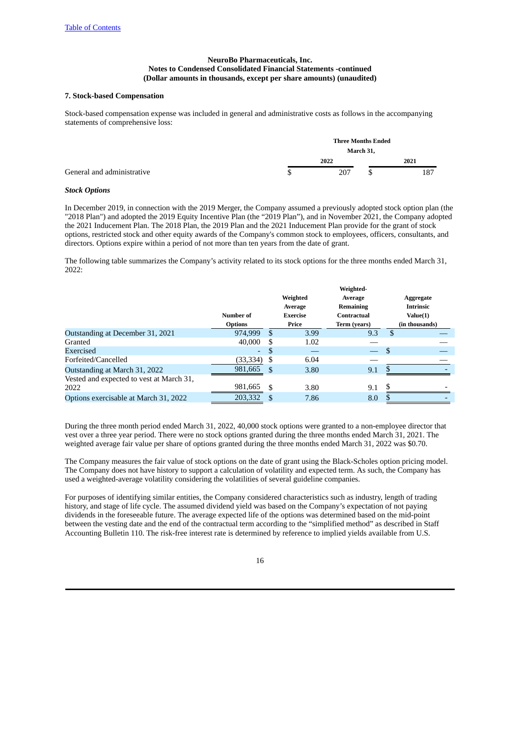[Table of Contents]

**NeuroBo Pharmaceuticals, Inc.**
**Notes to Condensed Consolidated Financial Statements -continued**
**(Dollar amounts in thousands, except per share amounts) (unaudited)**

### 7. Stock-based Compensation

Stock-based compensation expense was included in general and administrative costs as follows in the accompanying statements of comprehensive loss:

| | Three Months Ended March 31, 2022 | Three Months Ended March 31, 2021 |
|---|---|---|
| General and administrative | $ 207 | $ 187 |

***Stock Options***

In December 2019, in connection with the 2019 Merger, the Company assumed a previously adopted stock option plan (the "2018 Plan") and adopted the 2019 Equity Incentive Plan (the "2019 Plan"), and in November 2021, the Company adopted the 2021 Inducement Plan. The 2018 Plan, the 2019 Plan and the 2021 Inducement Plan provide for the grant of stock options, restricted stock and other equity awards of the Company's common stock to employees, officers, consultants, and directors. Options expire within a period of not more than ten years from the date of grant.

The following table summarizes the Company's activity related to its stock options for the three months ended March 31, 2022:

| | Number of Options | Weighted Average Exercise Price | Weighted-Average Remaining Contractual Term (years) | Aggregate Intrinsic Value(1) (in thousands) |
|---|---|---|---|---|
| Outstanding at December 31, 2021 | 974,999 | $ 3.99 | 9.3 | $ — |
| Granted | 40,000 | $ 1.02 | — | — |
| Exercised | - | $ — | — | $ — |
| Forfeited/Cancelled | (33,334) | $ 6.04 | — | — |
| Outstanding at March 31, 2022 | 981,665 | $ 3.80 | 9.1 | $ - |
| Vested and expected to vest at March 31, 2022 | 981,665 | $ 3.80 | 9.1 | $ - |
| Options exercisable at March 31, 2022 | 203,332 | $ 7.86 | 8.0 | $ - |

During the three month period ended March 31, 2022, 40,000 stock options were granted to a non-employee director that vest over a three year period. There were no stock options granted during the three months ended March 31, 2021. The weighted average fair value per share of options granted during the three months ended March 31, 2022 was $0.70.

The Company measures the fair value of stock options on the date of grant using the Black-Scholes option pricing model. The Company does not have history to support a calculation of volatility and expected term. As such, the Company has used a weighted-average volatility considering the volatilities of several guideline companies.

For purposes of identifying similar entities, the Company considered characteristics such as industry, length of trading history, and stage of life cycle. The assumed dividend yield was based on the Company's expectation of not paying dividends in the foreseeable future. The average expected life of the options was determined based on the mid-point between the vesting date and the end of the contractual term according to the "simplified method" as described in Staff Accounting Bulletin 110. The risk-free interest rate is determined by reference to implied yields available from U.S.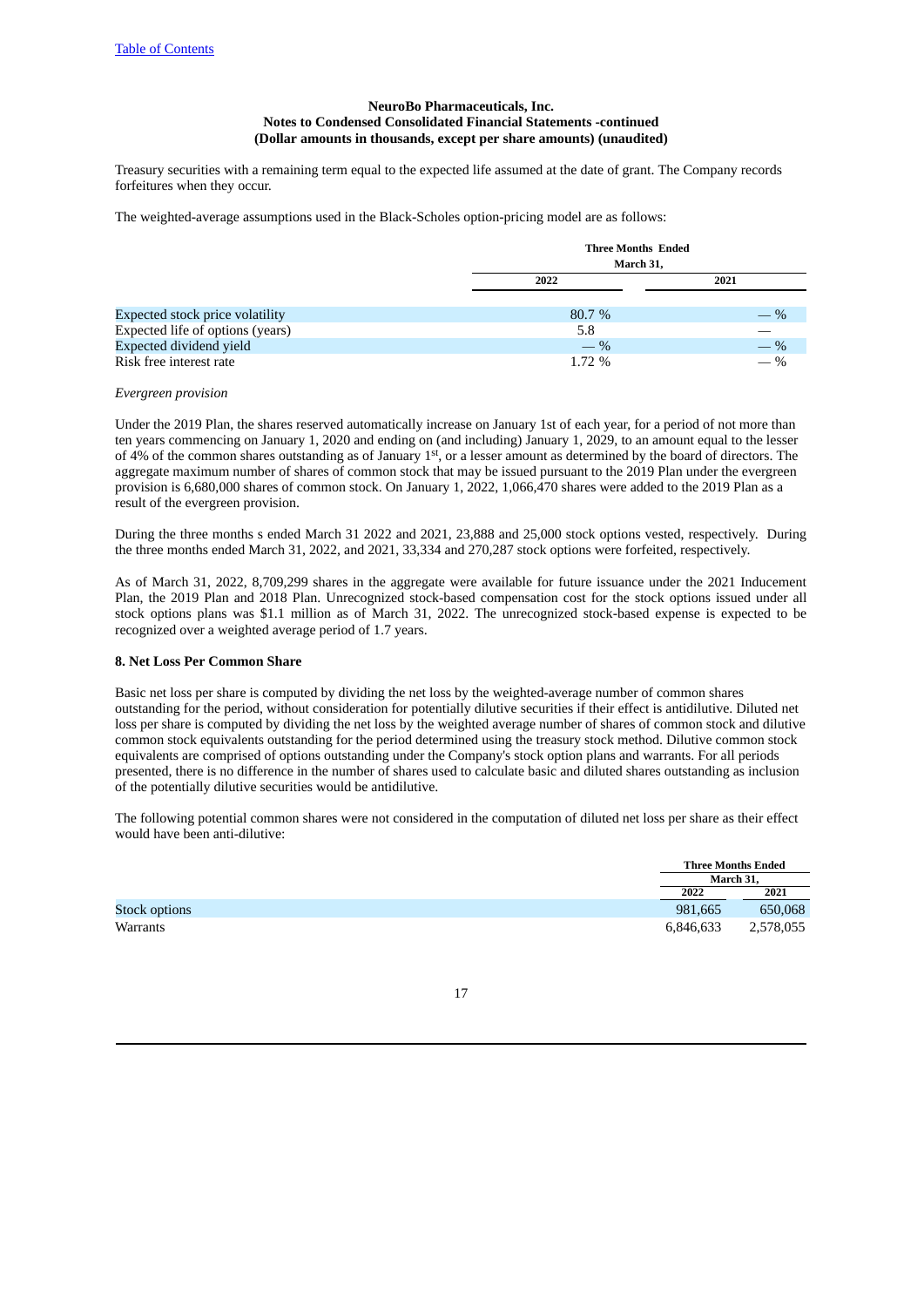Treasury securities with a remaining term equal to the expected life assumed at the date of grant. The Company records forfeitures when they occur.

The weighted-average assumptions used in the Black-Scholes option-pricing model are as follows:

| | Three Months Ended March 31, | |
|---|---|---|
| | 2022 | 2021 |
| Expected stock price volatility | 80.7 % | — % |
| Expected life of options (years) | 5.8 | — |
| Expected dividend yield | — % | — % |
| Risk free interest rate | 1.72 % | — % |

*Evergreen provision*

Under the 2019 Plan, the shares reserved automatically increase on January 1st of each year, for a period of not more than ten years commencing on January 1, 2020 and ending on (and including) January 1, 2029, to an amount equal to the lesser of 4% of the common shares outstanding as of January 1st, or a lesser amount as determined by the board of directors. The aggregate maximum number of shares of common stock that may be issued pursuant to the 2019 Plan under the evergreen provision is 6,680,000 shares of common stock. On January 1, 2022, 1,066,470 shares were added to the 2019 Plan as a result of the evergreen provision.

During the three months s ended March 31 2022 and 2021, 23,888 and 25,000 stock options vested, respectively. During the three months ended March 31, 2022, and 2021, 33,334 and 270,287 stock options were forfeited, respectively.

As of March 31, 2022, 8,709,299 shares in the aggregate were available for future issuance under the 2021 Inducement Plan, the 2019 Plan and 2018 Plan. Unrecognized stock-based compensation cost for the stock options issued under all stock options plans was $1.1 million as of March 31, 2022. The unrecognized stock-based expense is expected to be recognized over a weighted average period of 1.7 years.

### 8. Net Loss Per Common Share

Basic net loss per share is computed by dividing the net loss by the weighted-average number of common shares outstanding for the period, without consideration for potentially dilutive securities if their effect is antidilutive. Diluted net loss per share is computed by dividing the net loss by the weighted average number of shares of common stock and dilutive common stock equivalents outstanding for the period determined using the treasury stock method. Dilutive common stock equivalents are comprised of options outstanding under the Company's stock option plans and warrants. For all periods presented, there is no difference in the number of shares used to calculate basic and diluted shares outstanding as inclusion of the potentially dilutive securities would be antidilutive.

The following potential common shares were not considered in the computation of diluted net loss per share as their effect would have been anti-dilutive:

| | Three Months Ended March 31, | |
|---|---|---|
| | 2022 | 2021 |
| Stock options | 981,665 | 650,068 |
| Warrants | 6,846,633 | 2,578,055 |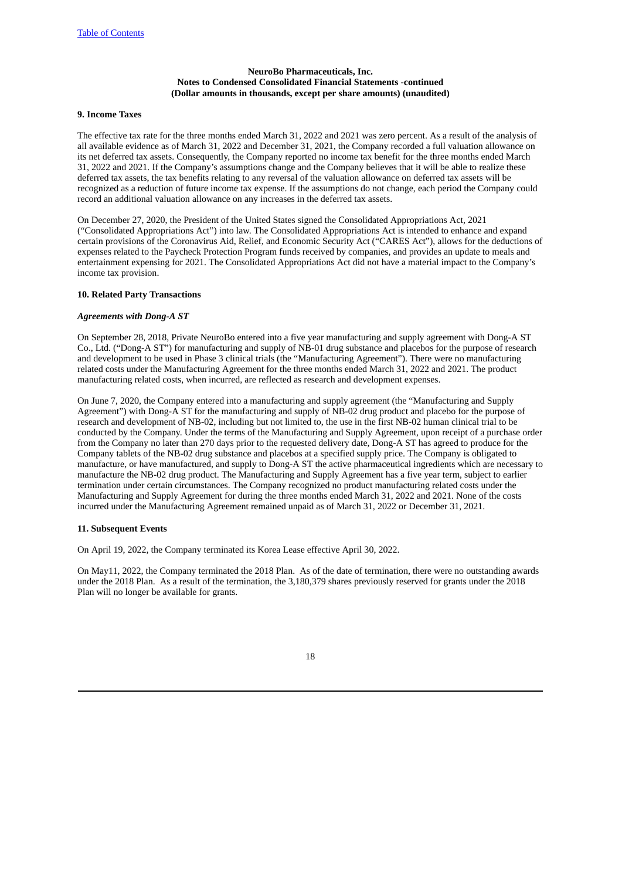**NeuroBo Pharmaceuticals, Inc.**
**Notes to Condensed Consolidated Financial Statements -continued**
**(Dollar amounts in thousands, except per share amounts) (unaudited)**

### 9. Income Taxes

The effective tax rate for the three months ended March 31, 2022 and 2021 was zero percent. As a result of the analysis of all available evidence as of March 31, 2022 and December 31, 2021, the Company recorded a full valuation allowance on its net deferred tax assets. Consequently, the Company reported no income tax benefit for the three months ended March 31, 2022 and 2021. If the Company's assumptions change and the Company believes that it will be able to realize these deferred tax assets, the tax benefits relating to any reversal of the valuation allowance on deferred tax assets will be recognized as a reduction of future income tax expense. If the assumptions do not change, each period the Company could record an additional valuation allowance on any increases in the deferred tax assets.

On December 27, 2020, the President of the United States signed the Consolidated Appropriations Act, 2021 ("Consolidated Appropriations Act") into law. The Consolidated Appropriations Act is intended to enhance and expand certain provisions of the Coronavirus Aid, Relief, and Economic Security Act ("CARES Act"), allows for the deductions of expenses related to the Paycheck Protection Program funds received by companies, and provides an update to meals and entertainment expensing for 2021. The Consolidated Appropriations Act did not have a material impact to the Company's income tax provision.

### 10. Related Party Transactions

***Agreements with Dong-A ST***

On September 28, 2018, Private NeuroBo entered into a five year manufacturing and supply agreement with Dong-A ST Co., Ltd. ("Dong-A ST") for manufacturing and supply of NB-01 drug substance and placebos for the purpose of research and development to be used in Phase 3 clinical trials (the "Manufacturing Agreement"). There were no manufacturing related costs under the Manufacturing Agreement for the three months ended March 31, 2022 and 2021. The product manufacturing related costs, when incurred, are reflected as research and development expenses.

On June 7, 2020, the Company entered into a manufacturing and supply agreement (the "Manufacturing and Supply Agreement") with Dong-A ST for the manufacturing and supply of NB-02 drug product and placebo for the purpose of research and development of NB-02, including but not limited to, the use in the first NB-02 human clinical trial to be conducted by the Company. Under the terms of the Manufacturing and Supply Agreement, upon receipt of a purchase order from the Company no later than 270 days prior to the requested delivery date, Dong-A ST has agreed to produce for the Company tablets of the NB-02 drug substance and placebos at a specified supply price. The Company is obligated to manufacture, or have manufactured, and supply to Dong-A ST the active pharmaceutical ingredients which are necessary to manufacture the NB-02 drug product. The Manufacturing and Supply Agreement has a five year term, subject to earlier termination under certain circumstances. The Company recognized no product manufacturing related costs under the Manufacturing and Supply Agreement for during the three months ended March 31, 2022 and 2021. None of the costs incurred under the Manufacturing Agreement remained unpaid as of March 31, 2022 or December 31, 2021.

### 11. Subsequent Events

On April 19, 2022, the Company terminated its Korea Lease effective April 30, 2022.

On May11, 2022, the Company terminated the 2018 Plan. As of the date of termination, there were no outstanding awards under the 2018 Plan. As a result of the termination, the 3,180,379 shares previously reserved for grants under the 2018 Plan will no longer be available for grants.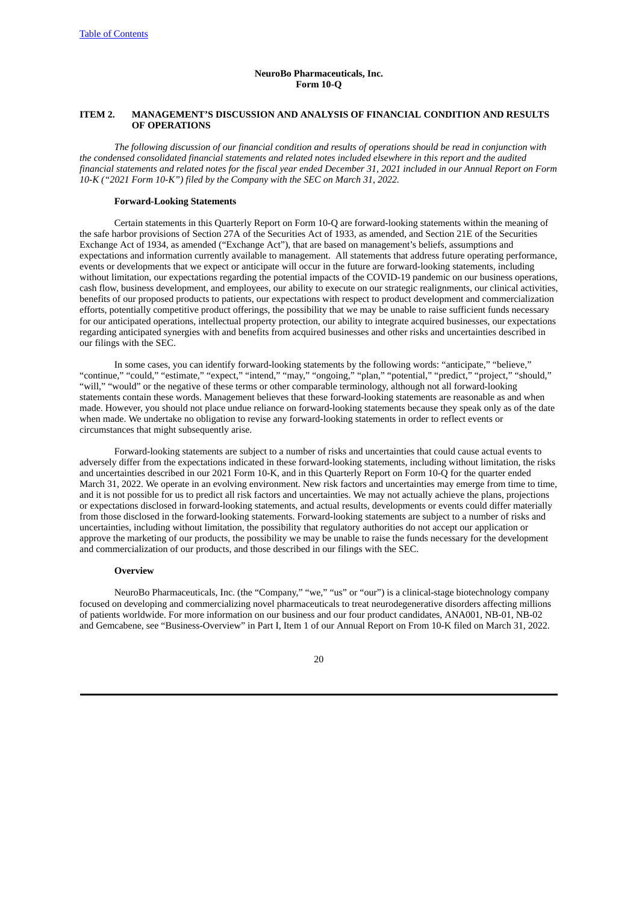[Table of Contents](#)

**NeuroBo Pharmaceuticals, Inc.**
**Form 10-Q**

## ITEM 2. MANAGEMENT'S DISCUSSION AND ANALYSIS OF FINANCIAL CONDITION AND RESULTS OF OPERATIONS

*The following discussion of our financial condition and results of operations should be read in conjunction with the condensed consolidated financial statements and related notes included elsewhere in this report and the audited financial statements and related notes for the fiscal year ended December 31, 2021 included in our Annual Report on Form 10-K ("2021 Form 10-K") filed by the Company with the SEC on March 31, 2022.*

### Forward-Looking Statements

Certain statements in this Quarterly Report on Form 10-Q are forward-looking statements within the meaning of the safe harbor provisions of Section 27A of the Securities Act of 1933, as amended, and Section 21E of the Securities Exchange Act of 1934, as amended ("Exchange Act"), that are based on management's beliefs, assumptions and expectations and information currently available to management. All statements that address future operating performance, events or developments that we expect or anticipate will occur in the future are forward-looking statements, including without limitation, our expectations regarding the potential impacts of the COVID-19 pandemic on our business operations, cash flow, business development, and employees, our ability to execute on our strategic realignments, our clinical activities, benefits of our proposed products to patients, our expectations with respect to product development and commercialization efforts, potentially competitive product offerings, the possibility that we may be unable to raise sufficient funds necessary for our anticipated operations, intellectual property protection, our ability to integrate acquired businesses, our expectations regarding anticipated synergies with and benefits from acquired businesses and other risks and uncertainties described in our filings with the SEC.

In some cases, you can identify forward-looking statements by the following words: "anticipate," "believe," "continue," "could," "estimate," "expect," "intend," "may," "ongoing," "plan," "potential," "predict," "project," "should," "will," "would" or the negative of these terms or other comparable terminology, although not all forward-looking statements contain these words. Management believes that these forward-looking statements are reasonable as and when made. However, you should not place undue reliance on forward-looking statements because they speak only as of the date when made. We undertake no obligation to revise any forward-looking statements in order to reflect events or circumstances that might subsequently arise.

Forward-looking statements are subject to a number of risks and uncertainties that could cause actual events to adversely differ from the expectations indicated in these forward-looking statements, including without limitation, the risks and uncertainties described in our 2021 Form 10-K, and in this Quarterly Report on Form 10-Q for the quarter ended March 31, 2022. We operate in an evolving environment. New risk factors and uncertainties may emerge from time to time, and it is not possible for us to predict all risk factors and uncertainties. We may not actually achieve the plans, projections or expectations disclosed in forward-looking statements, and actual results, developments or events could differ materially from those disclosed in the forward-looking statements. Forward-looking statements are subject to a number of risks and uncertainties, including without limitation, the possibility that regulatory authorities do not accept our application or approve the marketing of our products, the possibility we may be unable to raise the funds necessary for the development and commercialization of our products, and those described in our filings with the SEC.

### Overview

NeuroBo Pharmaceuticals, Inc. (the "Company," "we," "us" or "our") is a clinical-stage biotechnology company focused on developing and commercializing novel pharmaceuticals to treat neurodegenerative disorders affecting millions of patients worldwide. For more information on our business and our four product candidates, ANA001, NB-01, NB-02 and Gemcabene, see "Business-Overview" in Part I, Item 1 of our Annual Report on From 10-K filed on March 31, 2022.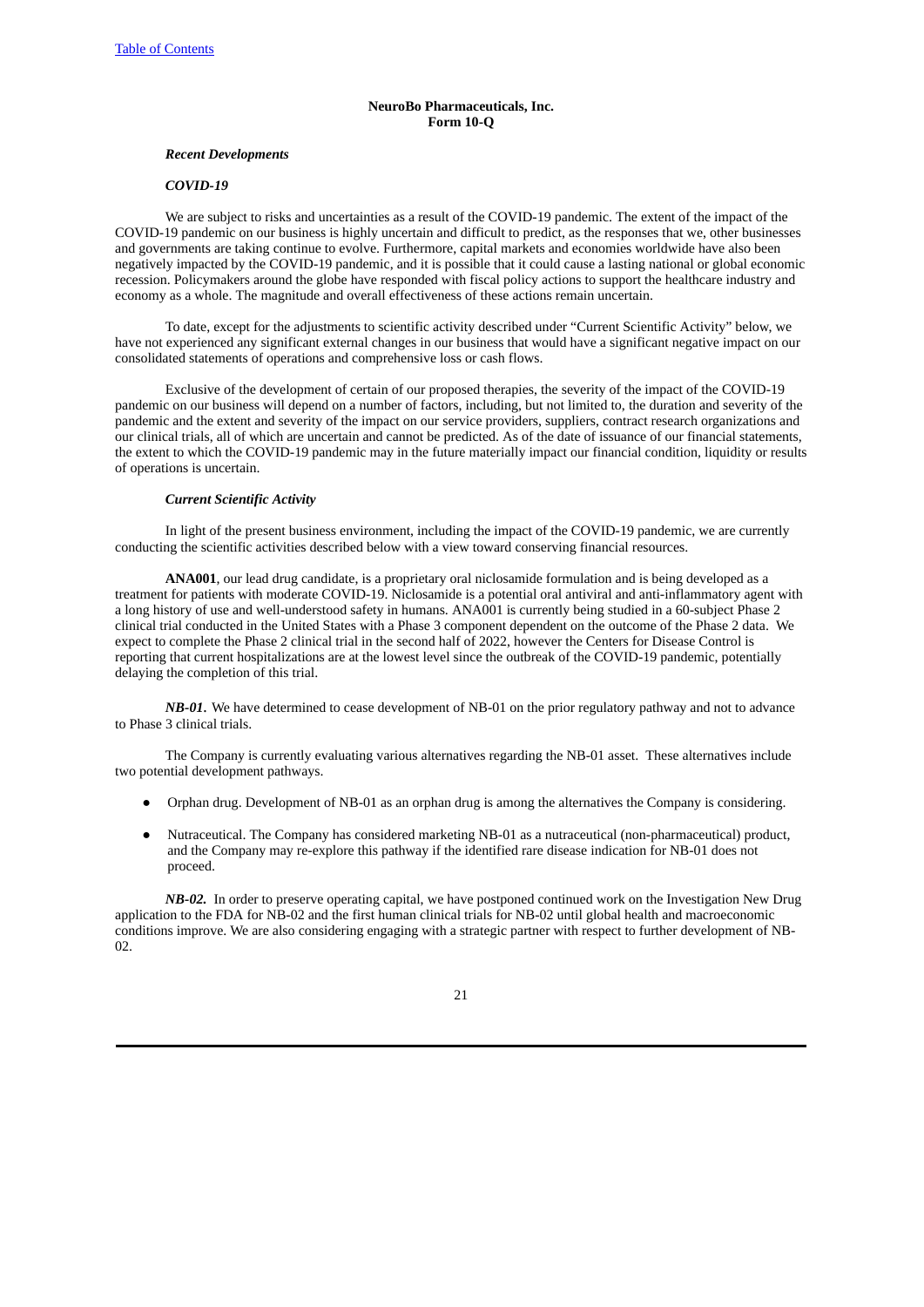***Recent Developments***

***COVID-19***

We are subject to risks and uncertainties as a result of the COVID-19 pandemic. The extent of the impact of the COVID-19 pandemic on our business is highly uncertain and difficult to predict, as the responses that we, other businesses and governments are taking continue to evolve. Furthermore, capital markets and economies worldwide have also been negatively impacted by the COVID-19 pandemic, and it is possible that it could cause a lasting national or global economic recession. Policymakers around the globe have responded with fiscal policy actions to support the healthcare industry and economy as a whole. The magnitude and overall effectiveness of these actions remain uncertain.

To date, except for the adjustments to scientific activity described under "Current Scientific Activity" below, we have not experienced any significant external changes in our business that would have a significant negative impact on our consolidated statements of operations and comprehensive loss or cash flows.

Exclusive of the development of certain of our proposed therapies, the severity of the impact of the COVID-19 pandemic on our business will depend on a number of factors, including, but not limited to, the duration and severity of the pandemic and the extent and severity of the impact on our service providers, suppliers, contract research organizations and our clinical trials, all of which are uncertain and cannot be predicted. As of the date of issuance of our financial statements, the extent to which the COVID-19 pandemic may in the future materially impact our financial condition, liquidity or results of operations is uncertain.

***Current Scientific Activity***

In light of the present business environment, including the impact of the COVID-19 pandemic, we are currently conducting the scientific activities described below with a view toward conserving financial resources.

**ANA001**, our lead drug candidate, is a proprietary oral niclosamide formulation and is being developed as a treatment for patients with moderate COVID-19. Niclosamide is a potential oral antiviral and anti-inflammatory agent with a long history of use and well-understood safety in humans. ANA001 is currently being studied in a 60-subject Phase 2 clinical trial conducted in the United States with a Phase 3 component dependent on the outcome of the Phase 2 data. We expect to complete the Phase 2 clinical trial in the second half of 2022, however the Centers for Disease Control is reporting that current hospitalizations are at the lowest level since the outbreak of the COVID-19 pandemic, potentially delaying the completion of this trial.

***NB-01.*** We have determined to cease development of NB-01 on the prior regulatory pathway and not to advance to Phase 3 clinical trials.

The Company is currently evaluating various alternatives regarding the NB-01 asset. These alternatives include two potential development pathways.

- Orphan drug. Development of NB-01 as an orphan drug is among the alternatives the Company is considering.
- Nutraceutical. The Company has considered marketing NB-01 as a nutraceutical (non-pharmaceutical) product, and the Company may re-explore this pathway if the identified rare disease indication for NB-01 does not proceed.

***NB-02.*** In order to preserve operating capital, we have postponed continued work on the Investigation New Drug application to the FDA for NB-02 and the first human clinical trials for NB-02 until global health and macroeconomic conditions improve. We are also considering engaging with a strategic partner with respect to further development of NB-02.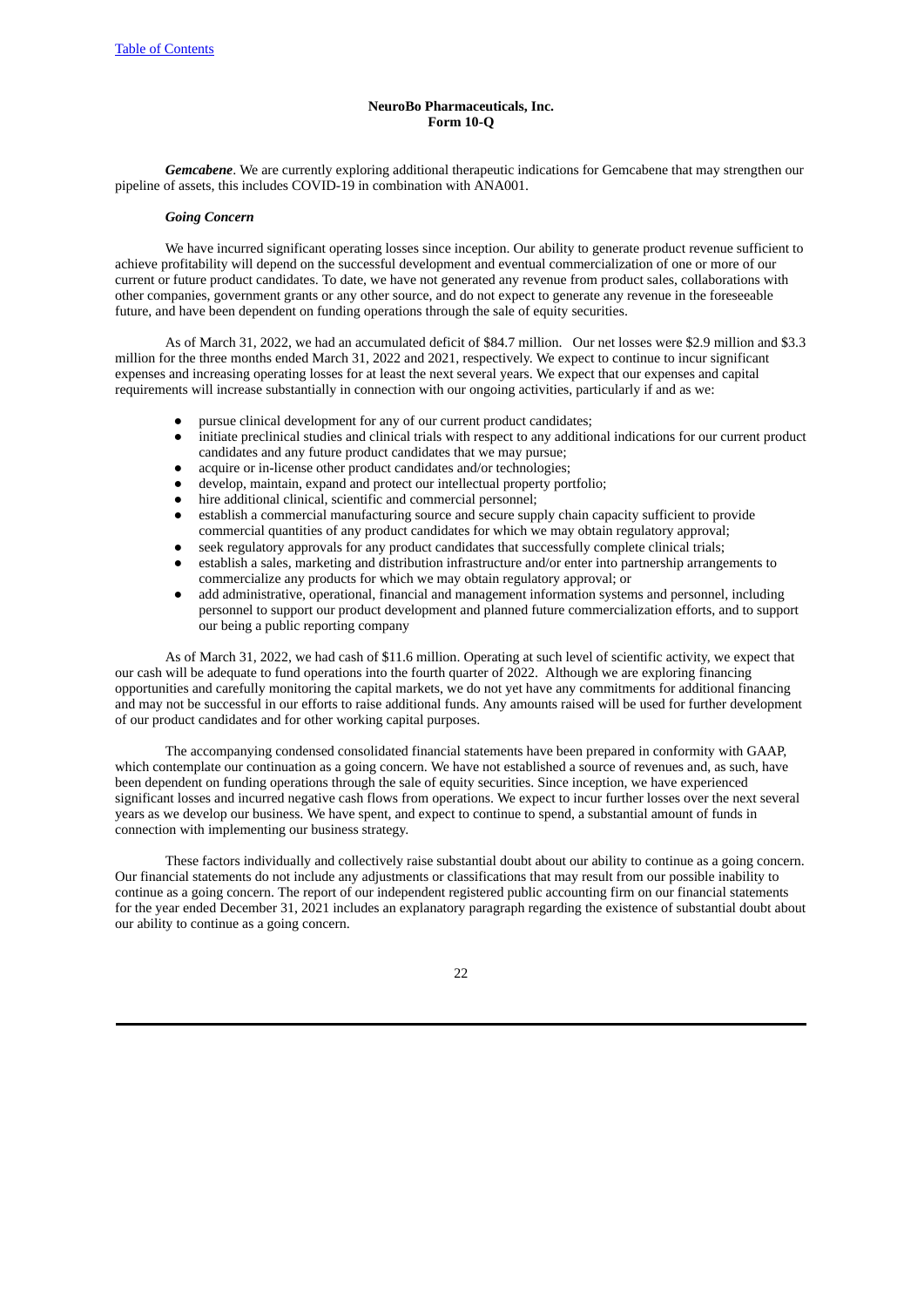***Gemcabene***. We are currently exploring additional therapeutic indications for Gemcabene that may strengthen our pipeline of assets, this includes COVID-19 in combination with ANA001.

***Going Concern***

We have incurred significant operating losses since inception. Our ability to generate product revenue sufficient to achieve profitability will depend on the successful development and eventual commercialization of one or more of our current or future product candidates. To date, we have not generated any revenue from product sales, collaborations with other companies, government grants or any other source, and do not expect to generate any revenue in the foreseeable future, and have been dependent on funding operations through the sale of equity securities.

As of March 31, 2022, we had an accumulated deficit of $84.7 million. Our net losses were $2.9 million and $3.3 million for the three months ended March 31, 2022 and 2021, respectively. We expect to continue to incur significant expenses and increasing operating losses for at least the next several years. We expect that our expenses and capital requirements will increase substantially in connection with our ongoing activities, particularly if and as we:

- pursue clinical development for any of our current product candidates;
- initiate preclinical studies and clinical trials with respect to any additional indications for our current product candidates and any future product candidates that we may pursue;
- acquire or in-license other product candidates and/or technologies;
- develop, maintain, expand and protect our intellectual property portfolio;
- hire additional clinical, scientific and commercial personnel;
- establish a commercial manufacturing source and secure supply chain capacity sufficient to provide commercial quantities of any product candidates for which we may obtain regulatory approval;
- seek regulatory approvals for any product candidates that successfully complete clinical trials;
- establish a sales, marketing and distribution infrastructure and/or enter into partnership arrangements to commercialize any products for which we may obtain regulatory approval; or
- add administrative, operational, financial and management information systems and personnel, including personnel to support our product development and planned future commercialization efforts, and to support our being a public reporting company

As of March 31, 2022, we had cash of $11.6 million. Operating at such level of scientific activity, we expect that our cash will be adequate to fund operations into the fourth quarter of 2022. Although we are exploring financing opportunities and carefully monitoring the capital markets, we do not yet have any commitments for additional financing and may not be successful in our efforts to raise additional funds. Any amounts raised will be used for further development of our product candidates and for other working capital purposes.

The accompanying condensed consolidated financial statements have been prepared in conformity with GAAP, which contemplate our continuation as a going concern. We have not established a source of revenues and, as such, have been dependent on funding operations through the sale of equity securities. Since inception, we have experienced significant losses and incurred negative cash flows from operations. We expect to incur further losses over the next several years as we develop our business. We have spent, and expect to continue to spend, a substantial amount of funds in connection with implementing our business strategy.

These factors individually and collectively raise substantial doubt about our ability to continue as a going concern. Our financial statements do not include any adjustments or classifications that may result from our possible inability to continue as a going concern. The report of our independent registered public accounting firm on our financial statements for the year ended December 31, 2021 includes an explanatory paragraph regarding the existence of substantial doubt about our ability to continue as a going concern.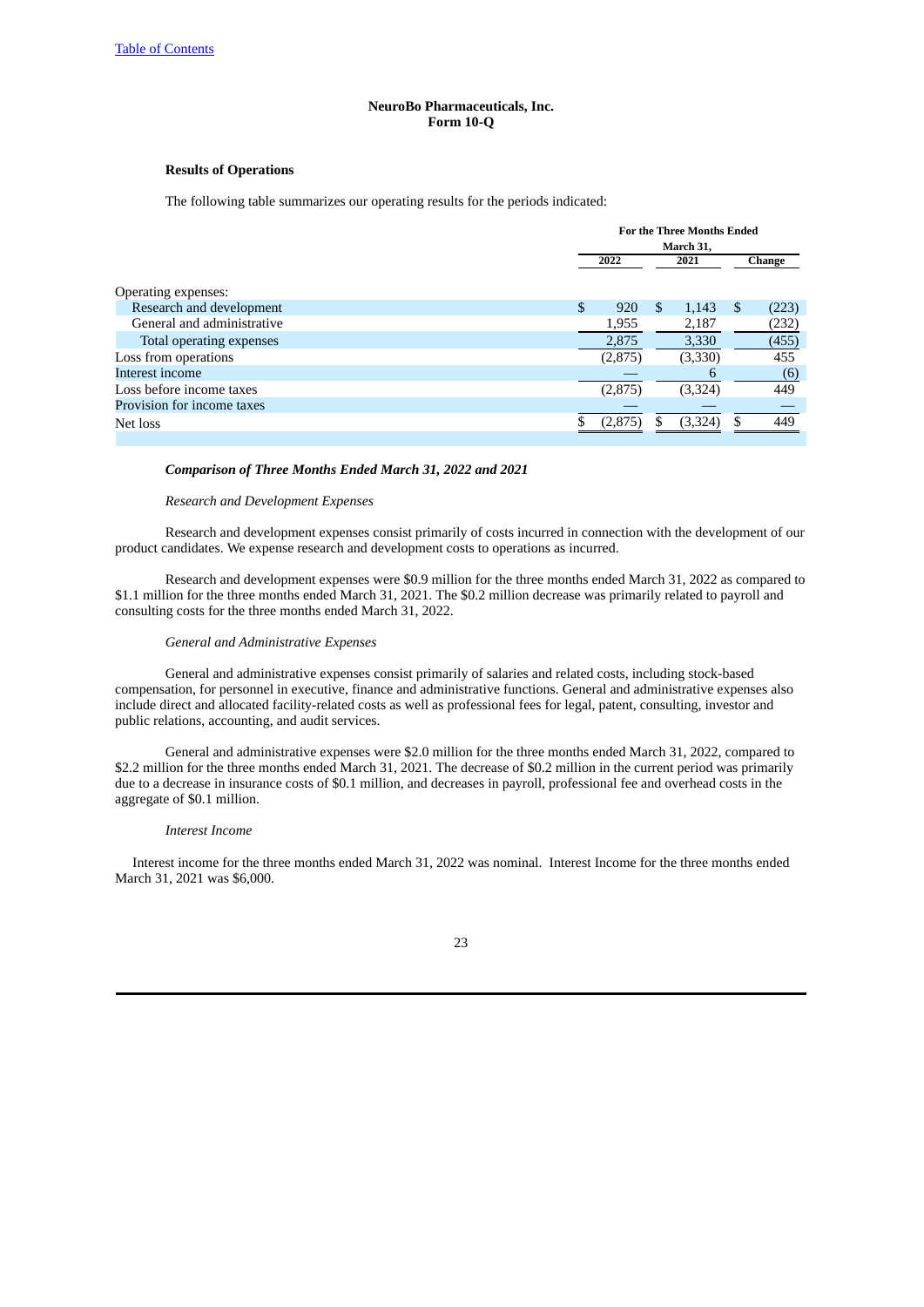NeuroBo Pharmaceuticals, Inc.
Form 10-Q

### Results of Operations

The following table summarizes our operating results for the periods indicated:

| | For the Three Months Ended March 31, | | |
|---|---|---|---|
| | 2022 | 2021 | Change |
| Operating expenses: | | | |
| Research and development | $ 920 | $ 1,143 | $ (223) |
| General and administrative | 1,955 | 2,187 | (232) |
| Total operating expenses | 2,875 | 3,330 | (455) |
| Loss from operations | (2,875) | (3,330) | 455 |
| Interest income | — | 6 | (6) |
| Loss before income taxes | (2,875) | (3,324) | 449 |
| Provision for income taxes | — | — | — |
| Net loss | $ (2,875) | $ (3,324) | $ 449 |

#### *Comparison of Three Months Ended March 31, 2022 and 2021*

*Research and Development Expenses*

Research and development expenses consist primarily of costs incurred in connection with the development of our product candidates. We expense research and development costs to operations as incurred.

Research and development expenses were $0.9 million for the three months ended March 31, 2022 as compared to $1.1 million for the three months ended March 31, 2021. The $0.2 million decrease was primarily related to payroll and consulting costs for the three months ended March 31, 2022.

*General and Administrative Expenses*

General and administrative expenses consist primarily of salaries and related costs, including stock-based compensation, for personnel in executive, finance and administrative functions. General and administrative expenses also include direct and allocated facility-related costs as well as professional fees for legal, patent, consulting, investor and public relations, accounting, and audit services.

General and administrative expenses were $2.0 million for the three months ended March 31, 2022, compared to $2.2 million for the three months ended March 31, 2021. The decrease of $0.2 million in the current period was primarily due to a decrease in insurance costs of $0.1 million, and decreases in payroll, professional fee and overhead costs in the aggregate of $0.1 million.

*Interest Income*

Interest income for the three months ended March 31, 2022 was nominal. Interest Income for the three months ended March 31, 2021 was $6,000.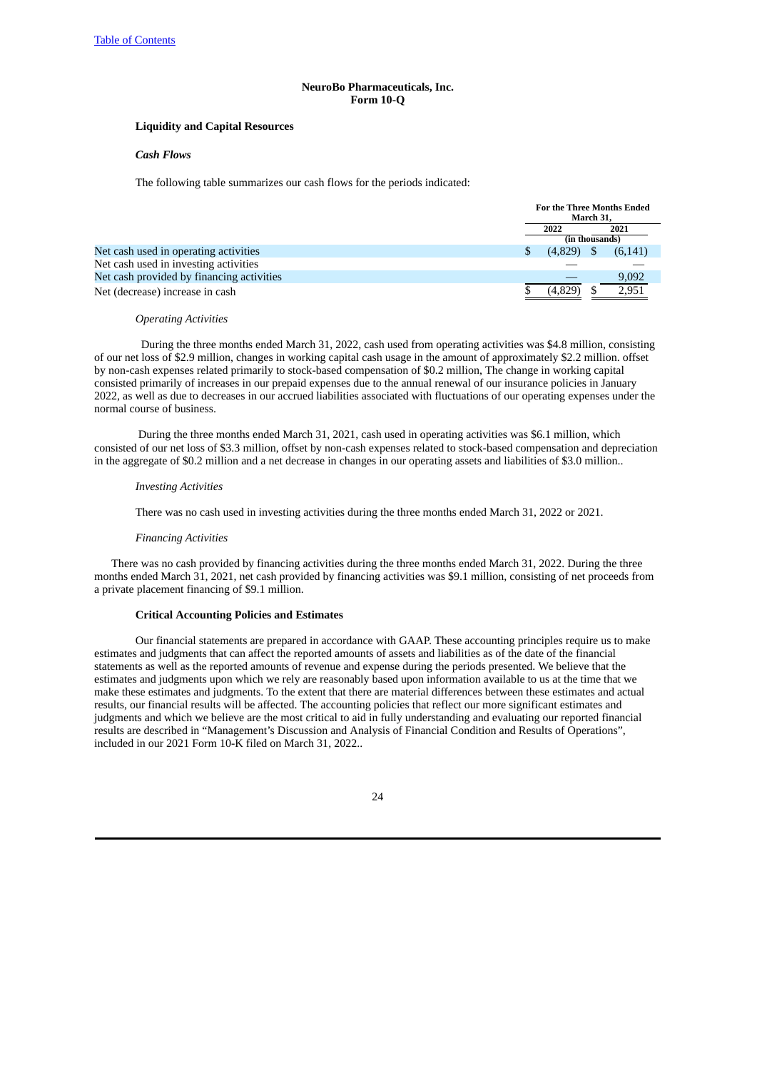**NeuroBo Pharmaceuticals, Inc.**
**Form 10-Q**

**Liquidity and Capital Resources**

***Cash Flows***

The following table summarizes our cash flows for the periods indicated:

| | For the Three Months Ended March 31, | |
|---|---|---|
| | 2022 | 2021 |
| | (in thousands) | |
| Net cash used in operating activities | $ (4,829) | $ (6,141) |
| Net cash used in investing activities | — | — |
| Net cash provided by financing activities | — | 9,092 |
| Net (decrease) increase in cash | $ (4,829) | $ 2,951 |

*Operating Activities*

During the three months ended March 31, 2022, cash used from operating activities was $4.8 million, consisting of our net loss of $2.9 million, changes in working capital cash usage in the amount of approximately $2.2 million. offset by non-cash expenses related primarily to stock-based compensation of $0.2 million, The change in working capital consisted primarily of increases in our prepaid expenses due to the annual renewal of our insurance policies in January 2022, as well as due to decreases in our accrued liabilities associated with fluctuations of our operating expenses under the normal course of business.

During the three months ended March 31, 2021, cash used in operating activities was $6.1 million, which consisted of our net loss of $3.3 million, offset by non-cash expenses related to stock-based compensation and depreciation in the aggregate of $0.2 million and a net decrease in changes in our operating assets and liabilities of $3.0 million..

*Investing Activities*

There was no cash used in investing activities during the three months ended March 31, 2022 or 2021.

*Financing Activities*

There was no cash provided by financing activities during the three months ended March 31, 2022. During the three months ended March 31, 2021, net cash provided by financing activities was $9.1 million, consisting of net proceeds from a private placement financing of $9.1 million.

**Critical Accounting Policies and Estimates**

Our financial statements are prepared in accordance with GAAP. These accounting principles require us to make estimates and judgments that can affect the reported amounts of assets and liabilities as of the date of the financial statements as well as the reported amounts of revenue and expense during the periods presented. We believe that the estimates and judgments upon which we rely are reasonably based upon information available to us at the time that we make these estimates and judgments. To the extent that there are material differences between these estimates and actual results, our financial results will be affected. The accounting policies that reflect our more significant estimates and judgments and which we believe are the most critical to aid in fully understanding and evaluating our reported financial results are described in "Management's Discussion and Analysis of Financial Condition and Results of Operations", included in our 2021 Form 10-K filed on March 31, 2022..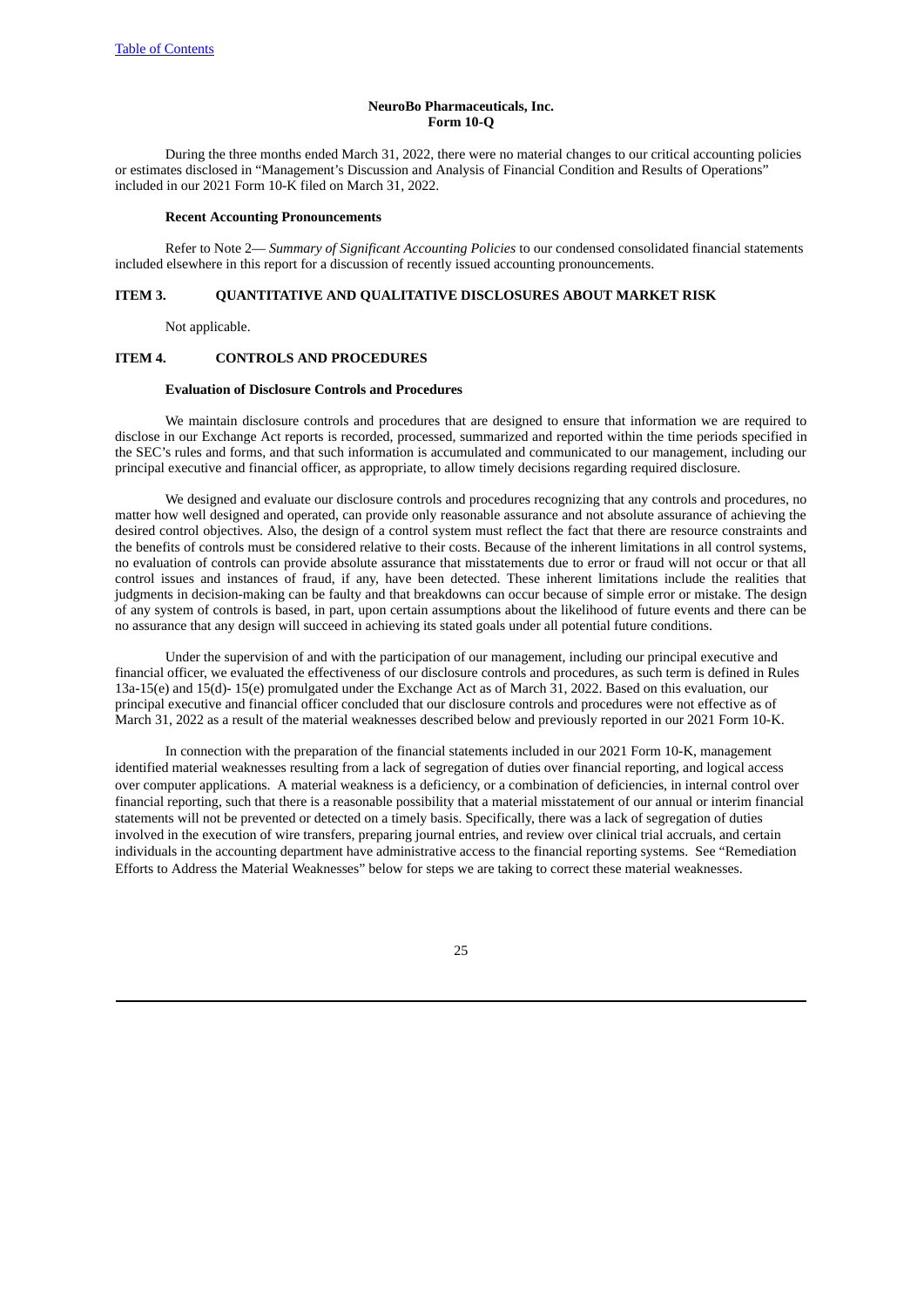During the three months ended March 31, 2022, there were no material changes to our critical accounting policies or estimates disclosed in "Management's Discussion and Analysis of Financial Condition and Results of Operations" included in our 2021 Form 10-K filed on March 31, 2022.

**Recent Accounting Pronouncements**

Refer to Note 2— *Summary of Significant Accounting Policies* to our condensed consolidated financial statements included elsewhere in this report for a discussion of recently issued accounting pronouncements.

## ITEM 3. QUANTITATIVE AND QUALITATIVE DISCLOSURES ABOUT MARKET RISK

Not applicable.

## ITEM 4. CONTROLS AND PROCEDURES

**Evaluation of Disclosure Controls and Procedures**

We maintain disclosure controls and procedures that are designed to ensure that information we are required to disclose in our Exchange Act reports is recorded, processed, summarized and reported within the time periods specified in the SEC's rules and forms, and that such information is accumulated and communicated to our management, including our principal executive and financial officer, as appropriate, to allow timely decisions regarding required disclosure.

We designed and evaluate our disclosure controls and procedures recognizing that any controls and procedures, no matter how well designed and operated, can provide only reasonable assurance and not absolute assurance of achieving the desired control objectives. Also, the design of a control system must reflect the fact that there are resource constraints and the benefits of controls must be considered relative to their costs. Because of the inherent limitations in all control systems, no evaluation of controls can provide absolute assurance that misstatements due to error or fraud will not occur or that all control issues and instances of fraud, if any, have been detected. These inherent limitations include the realities that judgments in decision-making can be faulty and that breakdowns can occur because of simple error or mistake. The design of any system of controls is based, in part, upon certain assumptions about the likelihood of future events and there can be no assurance that any design will succeed in achieving its stated goals under all potential future conditions.

Under the supervision of and with the participation of our management, including our principal executive and financial officer, we evaluated the effectiveness of our disclosure controls and procedures, as such term is defined in Rules 13a-15(e) and 15(d)- 15(e) promulgated under the Exchange Act as of March 31, 2022. Based on this evaluation, our principal executive and financial officer concluded that our disclosure controls and procedures were not effective as of March 31, 2022 as a result of the material weaknesses described below and previously reported in our 2021 Form 10-K.

In connection with the preparation of the financial statements included in our 2021 Form 10-K, management identified material weaknesses resulting from a lack of segregation of duties over financial reporting, and logical access over computer applications. A material weakness is a deficiency, or a combination of deficiencies, in internal control over financial reporting, such that there is a reasonable possibility that a material misstatement of our annual or interim financial statements will not be prevented or detected on a timely basis. Specifically, there was a lack of segregation of duties involved in the execution of wire transfers, preparing journal entries, and review over clinical trial accruals, and certain individuals in the accounting department have administrative access to the financial reporting systems. See "Remediation Efforts to Address the Material Weaknesses" below for steps we are taking to correct these material weaknesses.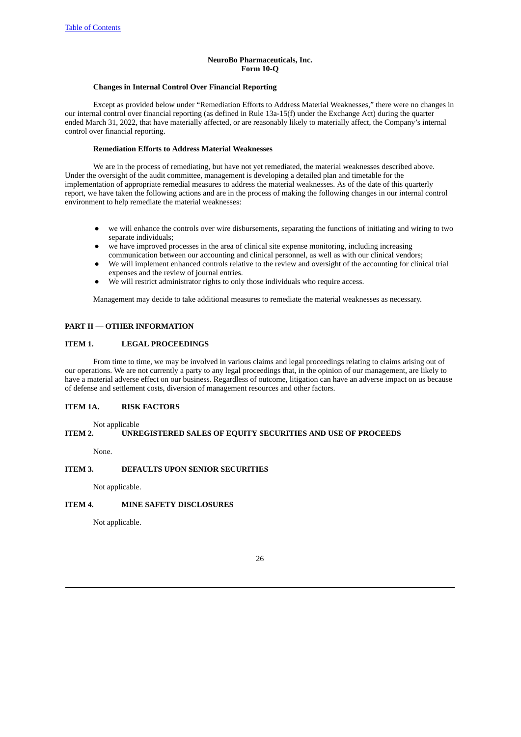### Changes in Internal Control Over Financial Reporting

Except as provided below under "Remediation Efforts to Address Material Weaknesses," there were no changes in our internal control over financial reporting (as defined in Rule 13a-15(f) under the Exchange Act) during the quarter ended March 31, 2022, that have materially affected, or are reasonably likely to materially affect, the Company's internal control over financial reporting.

### Remediation Efforts to Address Material Weaknesses

We are in the process of remediating, but have not yet remediated, the material weaknesses described above. Under the oversight of the audit committee, management is developing a detailed plan and timetable for the implementation of appropriate remedial measures to address the material weaknesses. As of the date of this quarterly report, we have taken the following actions and are in the process of making the following changes in our internal control environment to help remediate the material weaknesses:

- we will enhance the controls over wire disbursements, separating the functions of initiating and wiring to two separate individuals;
- we have improved processes in the area of clinical site expense monitoring, including increasing communication between our accounting and clinical personnel, as well as with our clinical vendors;
- We will implement enhanced controls relative to the review and oversight of the accounting for clinical trial expenses and the review of journal entries.
- We will restrict administrator rights to only those individuals who require access.

Management may decide to take additional measures to remediate the material weaknesses as necessary.

## PART II — OTHER INFORMATION

### ITEM 1. LEGAL PROCEEDINGS

From time to time, we may be involved in various claims and legal proceedings relating to claims arising out of our operations. We are not currently a party to any legal proceedings that, in the opinion of our management, are likely to have a material adverse effect on our business. Regardless of outcome, litigation can have an adverse impact on us because of defense and settlement costs, diversion of management resources and other factors.

### ITEM 1A. RISK FACTORS

Not applicable

### ITEM 2. UNREGISTERED SALES OF EQUITY SECURITIES AND USE OF PROCEEDS

None.

### ITEM 3. DEFAULTS UPON SENIOR SECURITIES

Not applicable.

### ITEM 4. MINE SAFETY DISCLOSURES

Not applicable.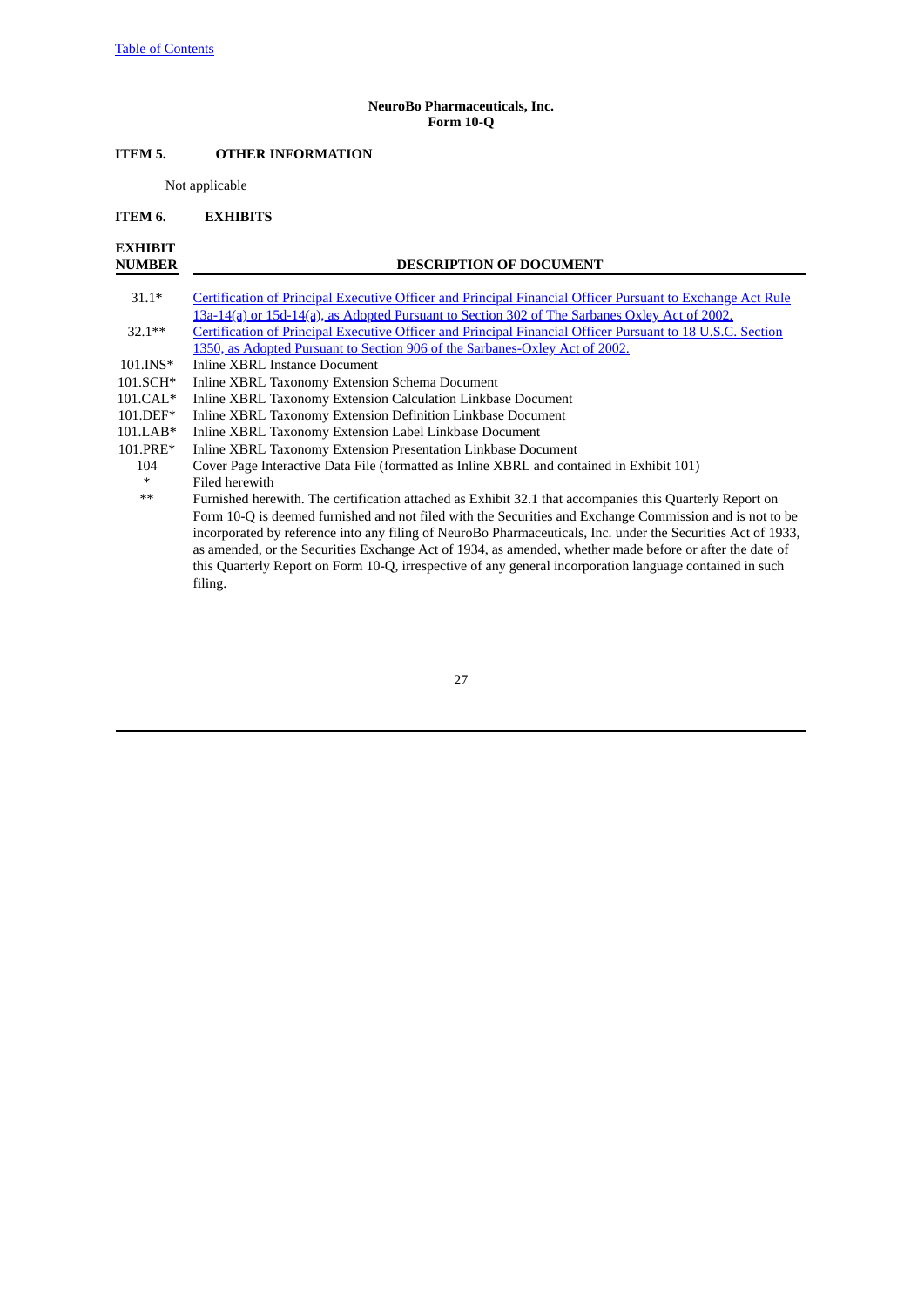**NeuroBo Pharmaceuticals, Inc.**
**Form 10-Q**

## ITEM 5. OTHER INFORMATION

Not applicable

## ITEM 6. EXHIBITS

| EXHIBIT NUMBER | DESCRIPTION OF DOCUMENT |
|---|---|
| 31.1* | Certification of Principal Executive Officer and Principal Financial Officer Pursuant to Exchange Act Rule 13a-14(a) or 15d-14(a), as Adopted Pursuant to Section 302 of The Sarbanes Oxley Act of 2002. |
| 32.1** | Certification of Principal Executive Officer and Principal Financial Officer Pursuant to 18 U.S.C. Section 1350, as Adopted Pursuant to Section 906 of the Sarbanes-Oxley Act of 2002. |
| 101.INS* | Inline XBRL Instance Document |
| 101.SCH* | Inline XBRL Taxonomy Extension Schema Document |
| 101.CAL* | Inline XBRL Taxonomy Extension Calculation Linkbase Document |
| 101.DEF* | Inline XBRL Taxonomy Extension Definition Linkbase Document |
| 101.LAB* | Inline XBRL Taxonomy Extension Label Linkbase Document |
| 101.PRE* | Inline XBRL Taxonomy Extension Presentation Linkbase Document |
| 104 | Cover Page Interactive Data File (formatted as Inline XBRL and contained in Exhibit 101) |
| * | Filed herewith |
| ** | Furnished herewith. The certification attached as Exhibit 32.1 that accompanies this Quarterly Report on Form 10-Q is deemed furnished and not filed with the Securities and Exchange Commission and is not to be incorporated by reference into any filing of NeuroBo Pharmaceuticals, Inc. under the Securities Act of 1933, as amended, or the Securities Exchange Act of 1934, as amended, whether made before or after the date of this Quarterly Report on Form 10-Q, irrespective of any general incorporation language contained in such filing. |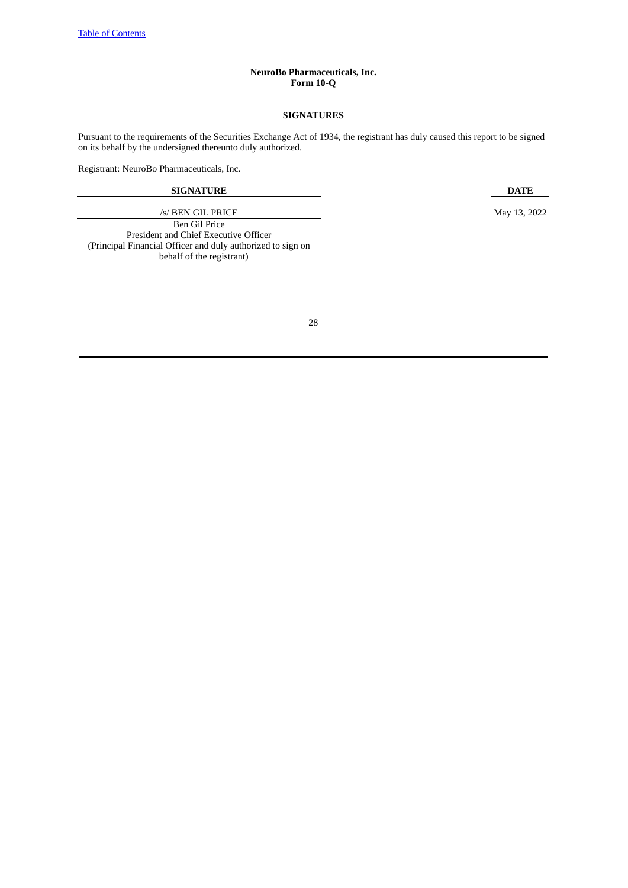**NeuroBo Pharmaceuticals, Inc.**
**Form 10-Q**

## SIGNATURES

Pursuant to the requirements of the Securities Exchange Act of 1934, the registrant has duly caused this report to be signed on its behalf by the undersigned thereunto duly authorized.

Registrant: NeuroBo Pharmaceuticals, Inc.

| SIGNATURE | DATE |
|---|---|
| /s/ BEN GIL PRICE<br>Ben Gil Price<br>President and Chief Executive Officer<br>(Principal Financial Officer and duly authorized to sign on behalf of the registrant) | May 13, 2022 |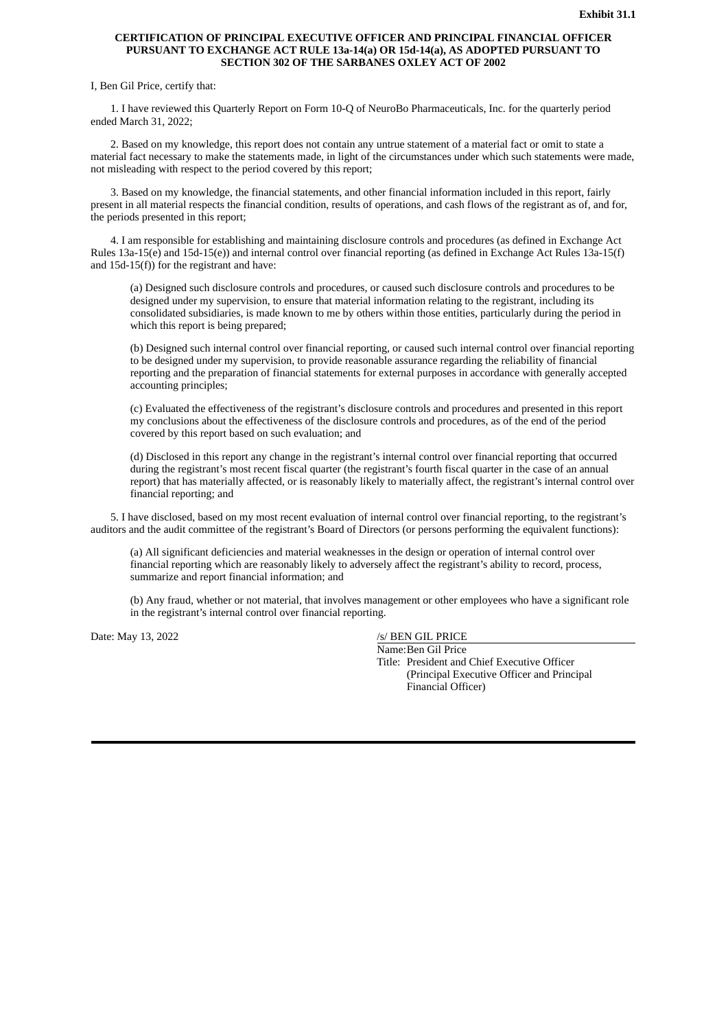**Exhibit 31.1**

**CERTIFICATION OF PRINCIPAL EXECUTIVE OFFICER AND PRINCIPAL FINANCIAL OFFICER PURSUANT TO EXCHANGE ACT RULE 13a-14(a) OR 15d-14(a), AS ADOPTED PURSUANT TO SECTION 302 OF THE SARBANES OXLEY ACT OF 2002**

I, Ben Gil Price, certify that:

1. I have reviewed this Quarterly Report on Form 10-Q of NeuroBo Pharmaceuticals, Inc. for the quarterly period ended March 31, 2022;

2. Based on my knowledge, this report does not contain any untrue statement of a material fact or omit to state a material fact necessary to make the statements made, in light of the circumstances under which such statements were made, not misleading with respect to the period covered by this report;

3. Based on my knowledge, the financial statements, and other financial information included in this report, fairly present in all material respects the financial condition, results of operations, and cash flows of the registrant as of, and for, the periods presented in this report;

4. I am responsible for establishing and maintaining disclosure controls and procedures (as defined in Exchange Act Rules 13a-15(e) and 15d-15(e)) and internal control over financial reporting (as defined in Exchange Act Rules 13a-15(f) and 15d-15(f)) for the registrant and have:

(a) Designed such disclosure controls and procedures, or caused such disclosure controls and procedures to be designed under my supervision, to ensure that material information relating to the registrant, including its consolidated subsidiaries, is made known to me by others within those entities, particularly during the period in which this report is being prepared;

(b) Designed such internal control over financial reporting, or caused such internal control over financial reporting to be designed under my supervision, to provide reasonable assurance regarding the reliability of financial reporting and the preparation of financial statements for external purposes in accordance with generally accepted accounting principles;

(c) Evaluated the effectiveness of the registrant's disclosure controls and procedures and presented in this report my conclusions about the effectiveness of the disclosure controls and procedures, as of the end of the period covered by this report based on such evaluation; and

(d) Disclosed in this report any change in the registrant's internal control over financial reporting that occurred during the registrant's most recent fiscal quarter (the registrant's fourth fiscal quarter in the case of an annual report) that has materially affected, or is reasonably likely to materially affect, the registrant's internal control over financial reporting; and

5. I have disclosed, based on my most recent evaluation of internal control over financial reporting, to the registrant's auditors and the audit committee of the registrant's Board of Directors (or persons performing the equivalent functions):

(a) All significant deficiencies and material weaknesses in the design or operation of internal control over financial reporting which are reasonably likely to adversely affect the registrant's ability to record, process, summarize and report financial information; and

(b) Any fraud, whether or not material, that involves management or other employees who have a significant role in the registrant's internal control over financial reporting.

Date: May 13, 2022

/s/ BEN GIL PRICE
Name: Ben Gil Price
Title: President and Chief Executive Officer (Principal Executive Officer and Principal Financial Officer)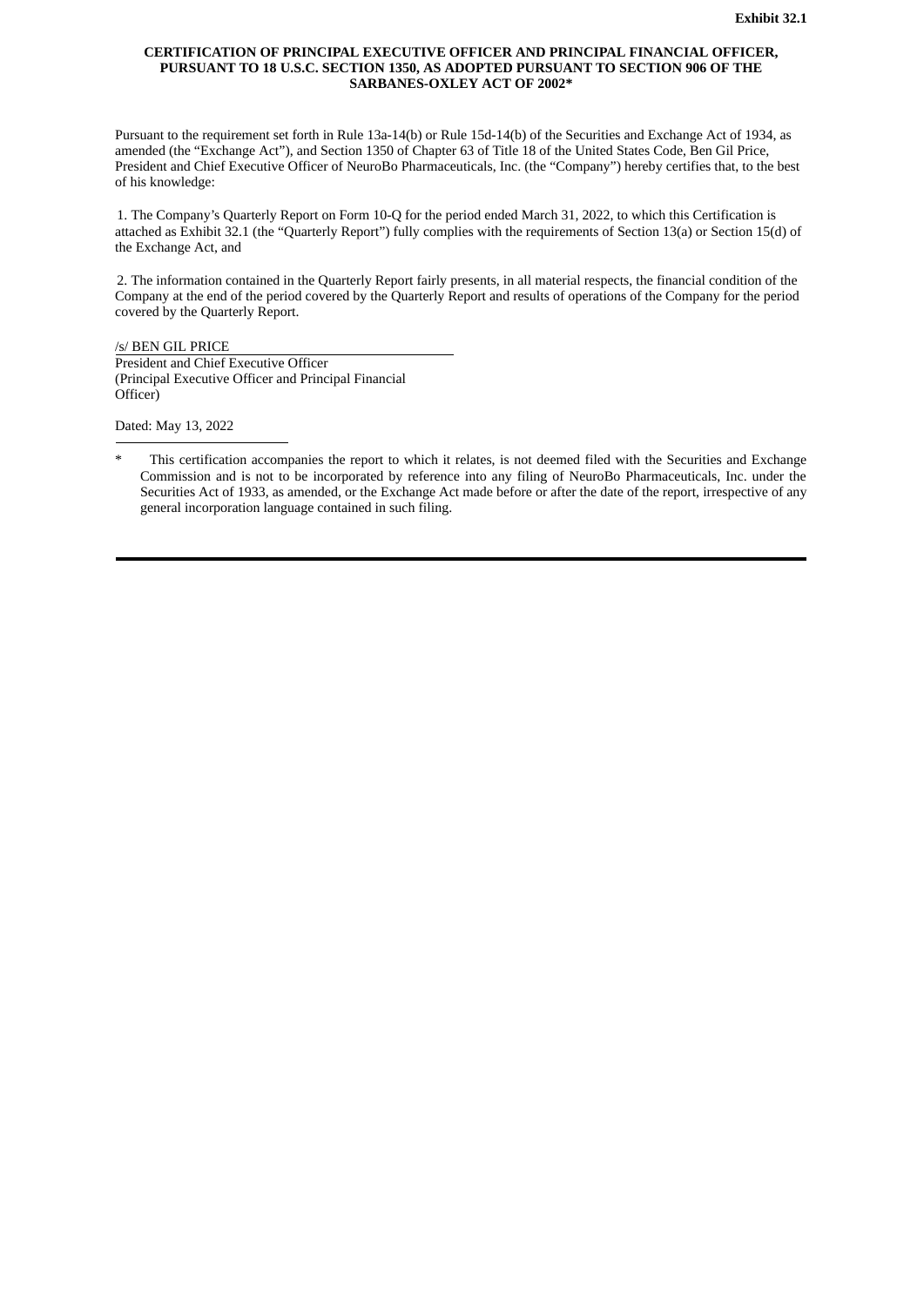**Exhibit 32.1**

**CERTIFICATION OF PRINCIPAL EXECUTIVE OFFICER AND PRINCIPAL FINANCIAL OFFICER, PURSUANT TO 18 U.S.C. SECTION 1350, AS ADOPTED PURSUANT TO SECTION 906 OF THE SARBANES-OXLEY ACT OF 2002***

Pursuant to the requirement set forth in Rule 13a-14(b) or Rule 15d-14(b) of the Securities and Exchange Act of 1934, as amended (the "Exchange Act"), and Section 1350 of Chapter 63 of Title 18 of the United States Code, Ben Gil Price, President and Chief Executive Officer of NeuroBo Pharmaceuticals, Inc. (the "Company") hereby certifies that, to the best of his knowledge:

1. The Company's Quarterly Report on Form 10-Q for the period ended March 31, 2022, to which this Certification is attached as Exhibit 32.1 (the "Quarterly Report") fully complies with the requirements of Section 13(a) or Section 15(d) of the Exchange Act, and

2. The information contained in the Quarterly Report fairly presents, in all material respects, the financial condition of the Company at the end of the period covered by the Quarterly Report and results of operations of the Company for the period covered by the Quarterly Report.

/s/ BEN GIL PRICE
President and Chief Executive Officer
(Principal Executive Officer and Principal Financial Officer)

Dated: May 13, 2022

\* This certification accompanies the report to which it relates, is not deemed filed with the Securities and Exchange Commission and is not to be incorporated by reference into any filing of NeuroBo Pharmaceuticals, Inc. under the Securities Act of 1933, as amended, or the Exchange Act made before or after the date of the report, irrespective of any general incorporation language contained in such filing.